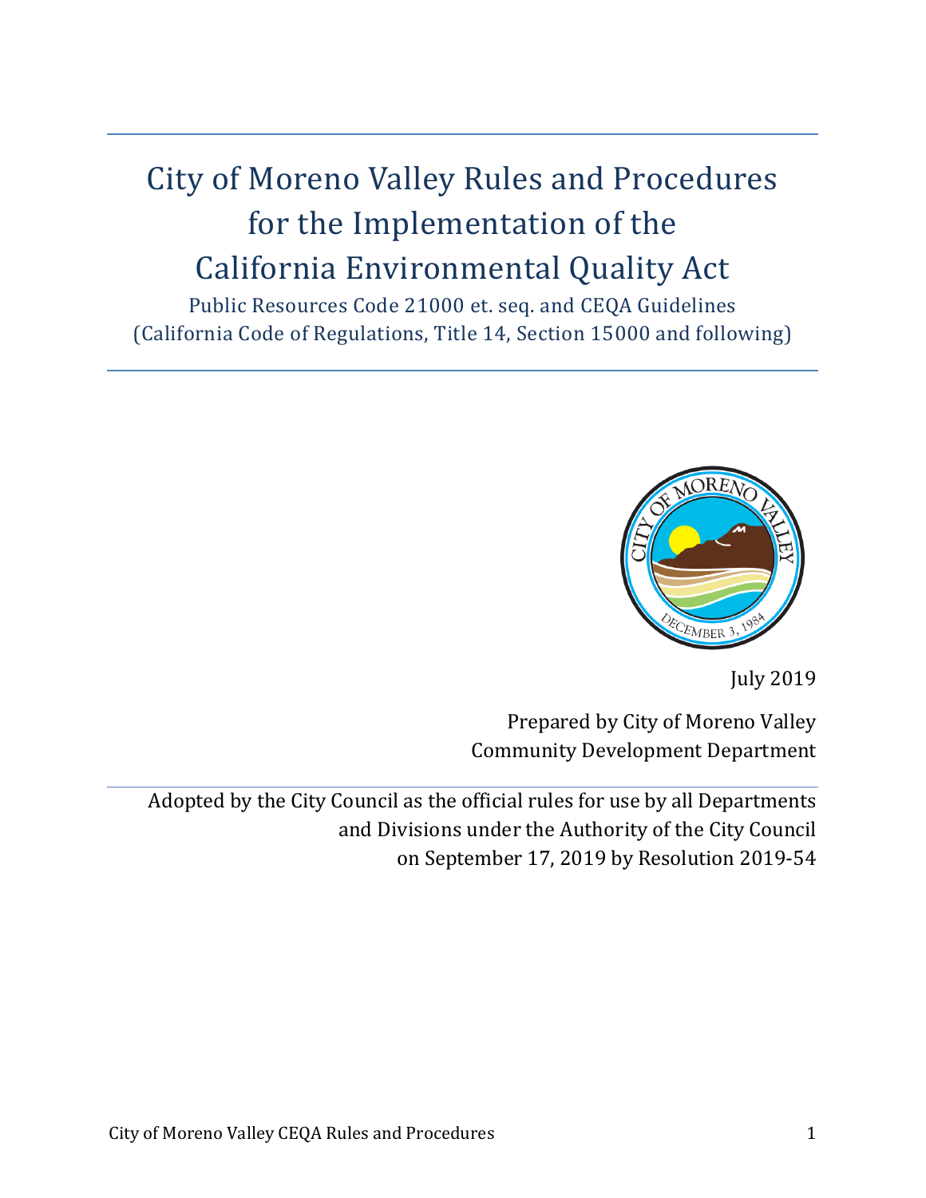# City of Moreno Valley Rules and Procedures for the Implementation of the California Environmental Quality Act

Public Resources Code 21000 et. seq. and CEQA Guidelines
(California Code of Regulations, Title 14, Section 15000 and following)

July 2019

Prepared by City of Moreno Valley
Community Development Department

Adopted by the City Council as the official rules for use by all Departments and Divisions under the Authority of the City Council on September 17, 2019 by Resolution 2019-54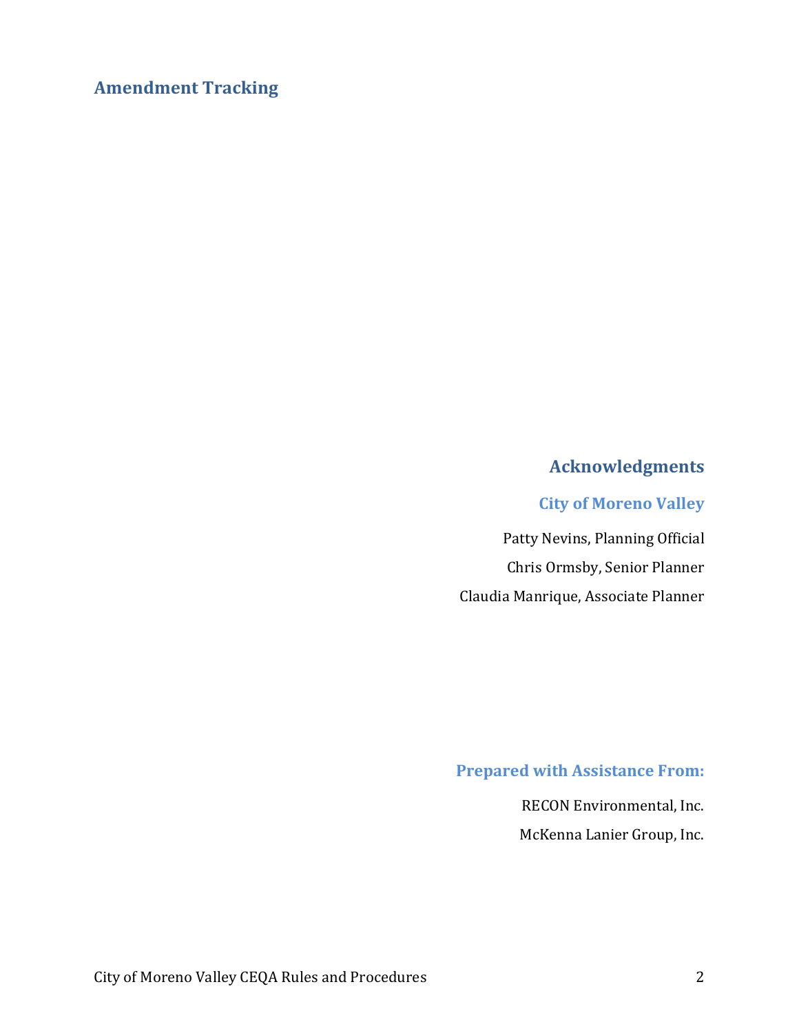## Amendment Tracking

## Acknowledgments

### City of Moreno Valley

Patty Nevins, Planning Official

Chris Ormsby, Senior Planner

Claudia Manrique, Associate Planner

### Prepared with Assistance From:

RECON Environmental, Inc.

McKenna Lanier Group, Inc.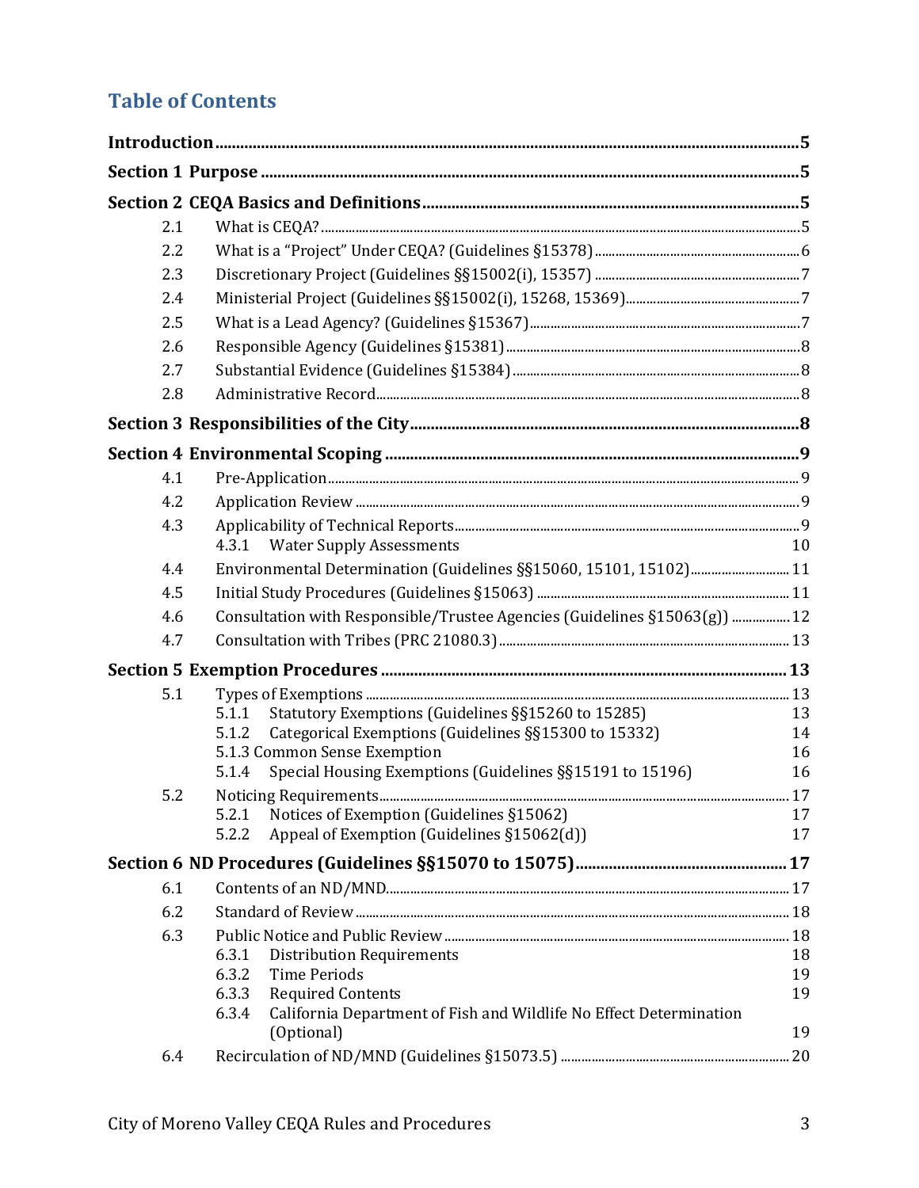## Table of Contents

**Introduction** .......... **5**

**Section 1 Purpose** .......... **5**

**Section 2 CEQA Basics and Definitions** .......... **5**

- 2.1 What is CEQA? .......... 5
- 2.2 What is a "Project" Under CEQA? (Guidelines §15378) .......... 6
- 2.3 Discretionary Project (Guidelines §§15002(i), 15357) .......... 7
- 2.4 Ministerial Project (Guidelines §§15002(i), 15268, 15369) .......... 7
- 2.5 What is a Lead Agency? (Guidelines §15367) .......... 7
- 2.6 Responsible Agency (Guidelines §15381) .......... 8
- 2.7 Substantial Evidence (Guidelines §15384) .......... 8
- 2.8 Administrative Record .......... 8

**Section 3 Responsibilities of the City** .......... **8**

**Section 4 Environmental Scoping** .......... **9**

- 4.1 Pre-Application .......... 9
- 4.2 Application Review .......... 9
- 4.3 Applicability of Technical Reports .......... 9
  - 4.3.1 Water Supply Assessments .......... 10
- 4.4 Environmental Determination (Guidelines §§15060, 15101, 15102) .......... 11
- 4.5 Initial Study Procedures (Guidelines §15063) .......... 11
- 4.6 Consultation with Responsible/Trustee Agencies (Guidelines §15063(g)) .......... 12
- 4.7 Consultation with Tribes (PRC 21080.3) .......... 13

**Section 5 Exemption Procedures** .......... **13**

- 5.1 Types of Exemptions .......... 13
  - 5.1.1 Statutory Exemptions (Guidelines §§15260 to 15285) .......... 13
  - 5.1.2 Categorical Exemptions (Guidelines §§15300 to 15332) .......... 14
  - 5.1.3 Common Sense Exemption .......... 16
  - 5.1.4 Special Housing Exemptions (Guidelines §§15191 to 15196) .......... 16
- 5.2 Noticing Requirements .......... 17
  - 5.2.1 Notices of Exemption (Guidelines §15062) .......... 17
  - 5.2.2 Appeal of Exemption (Guidelines §15062(d)) .......... 17

**Section 6 ND Procedures (Guidelines §§15070 to 15075)** .......... **17**

- 6.1 Contents of an ND/MND .......... 17
- 6.2 Standard of Review .......... 18
- 6.3 Public Notice and Public Review .......... 18
  - 6.3.1 Distribution Requirements .......... 18
  - 6.3.2 Time Periods .......... 19
  - 6.3.3 Required Contents .......... 19
  - 6.3.4 California Department of Fish and Wildlife No Effect Determination (Optional) .......... 19
- 6.4 Recirculation of ND/MND (Guidelines §15073.5) .......... 20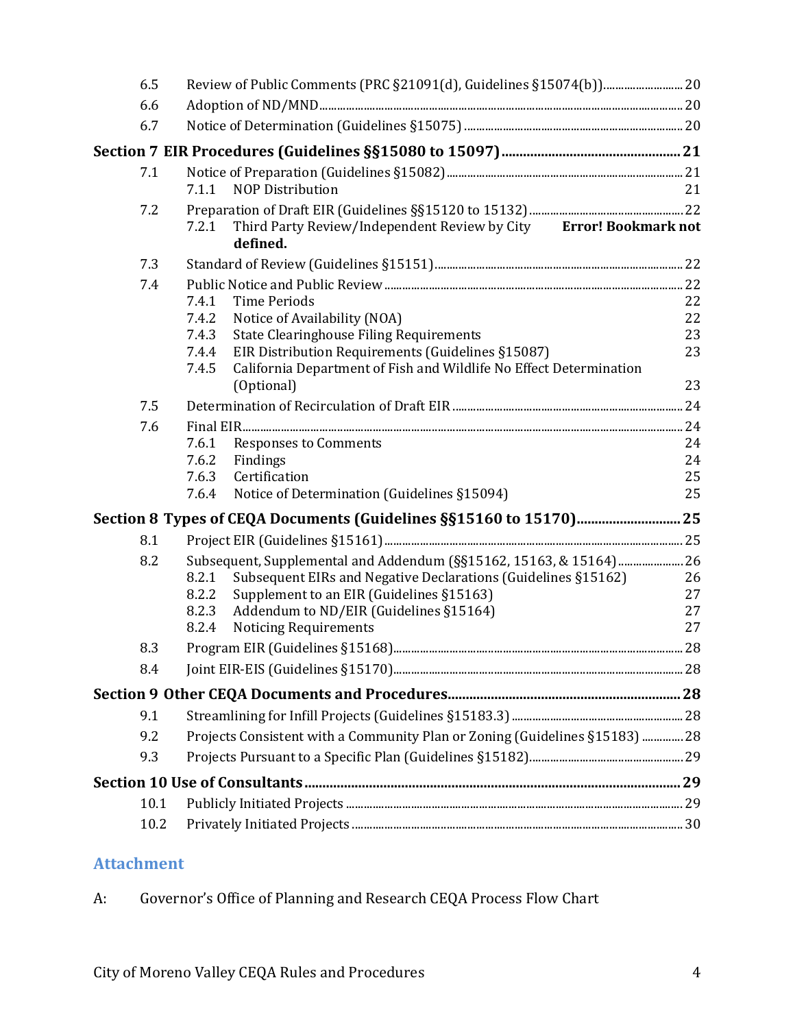- 6.5 Review of Public Comments (PRC §21091(d), Guidelines §15074(b)) ... 20
- 6.6 Adoption of ND/MND ... 20
- 6.7 Notice of Determination (Guidelines §15075) ... 20

**Section 7 EIR Procedures (Guidelines §§15080 to 15097) ... 21**

- 7.1 Notice of Preparation (Guidelines §15082) ... 21
  - 7.1.1 NOP Distribution 21
- 7.2 Preparation of Draft EIR (Guidelines §§15120 to 15132) ... 22
  - 7.2.1 Third Party Review/Independent Review by City **Error! Bookmark not defined.**
- 7.3 Standard of Review (Guidelines §15151) ... 22
- 7.4 Public Notice and Public Review ... 22
  - 7.4.1 Time Periods 22
  - 7.4.2 Notice of Availability (NOA) 22
  - 7.4.3 State Clearinghouse Filing Requirements 23
  - 7.4.4 EIR Distribution Requirements (Guidelines §15087) 23
  - 7.4.5 California Department of Fish and Wildlife No Effect Determination (Optional) 23
- 7.5 Determination of Recirculation of Draft EIR ... 24
- 7.6 Final EIR ... 24
  - 7.6.1 Responses to Comments 24
  - 7.6.2 Findings 24
  - 7.6.3 Certification 25
  - 7.6.4 Notice of Determination (Guidelines §15094) 25

**Section 8 Types of CEQA Documents (Guidelines §§15160 to 15170) ... 25**

- 8.1 Project EIR (Guidelines §15161) ... 25
- 8.2 Subsequent, Supplemental and Addendum (§§15162, 15163, & 15164) ... 26
  - 8.2.1 Subsequent EIRs and Negative Declarations (Guidelines §15162) 26
  - 8.2.2 Supplement to an EIR (Guidelines §15163) 27
  - 8.2.3 Addendum to ND/EIR (Guidelines §15164) 27
  - 8.2.4 Noticing Requirements 27
- 8.3 Program EIR (Guidelines §15168) ... 28
- 8.4 Joint EIR-EIS (Guidelines §15170) ... 28

**Section 9 Other CEQA Documents and Procedures ... 28**

- 9.1 Streamlining for Infill Projects (Guidelines §15183.3) ... 28
- 9.2 Projects Consistent with a Community Plan or Zoning (Guidelines §15183) ... 28
- 9.3 Projects Pursuant to a Specific Plan (Guidelines §15182) ... 29

**Section 10 Use of Consultants ... 29**

- 10.1 Publicly Initiated Projects ... 29
- 10.2 Privately Initiated Projects ... 30

## Attachment

A: Governor's Office of Planning and Research CEQA Process Flow Chart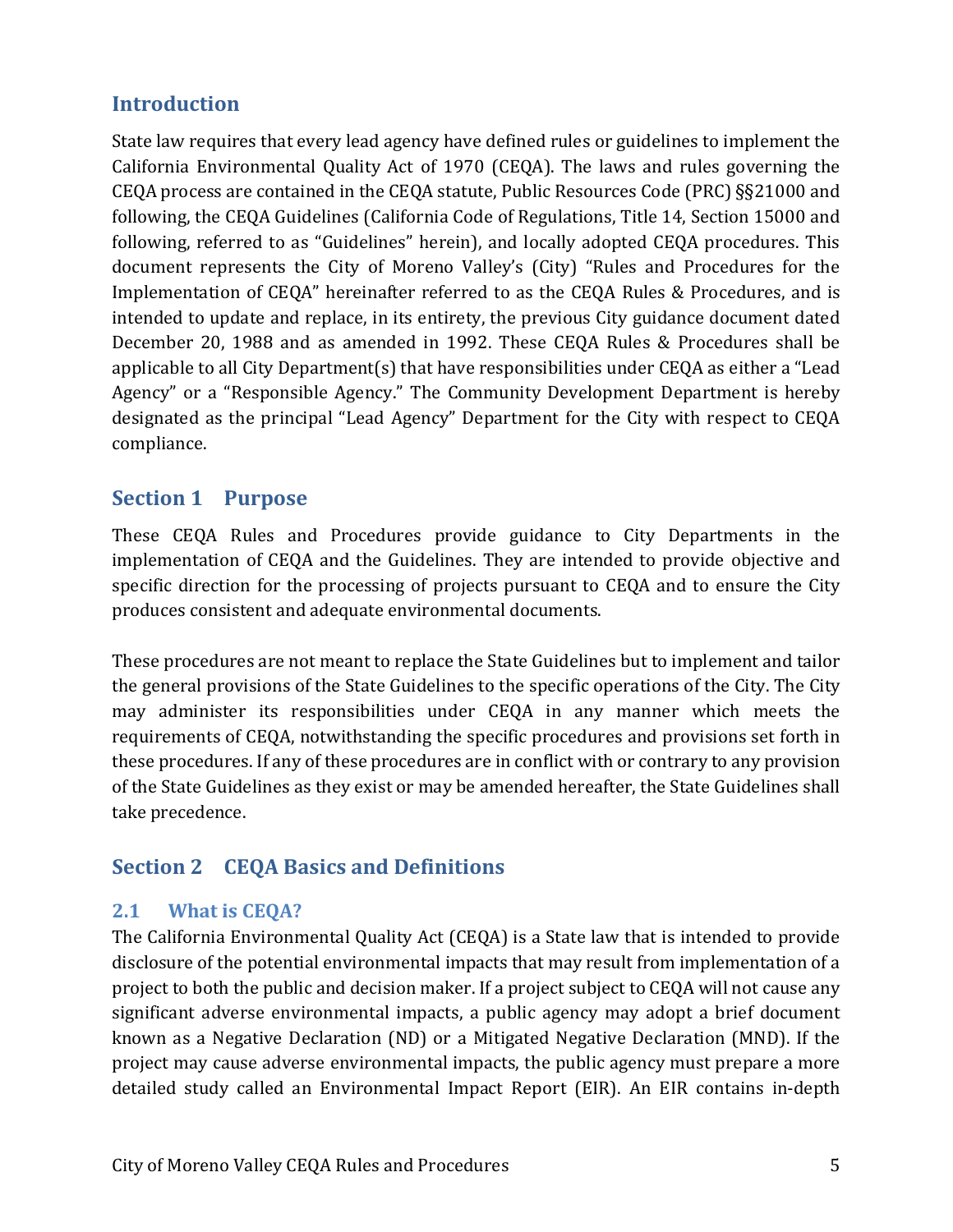## Introduction

State law requires that every lead agency have defined rules or guidelines to implement the California Environmental Quality Act of 1970 (CEQA). The laws and rules governing the CEQA process are contained in the CEQA statute, Public Resources Code (PRC) §§21000 and following, the CEQA Guidelines (California Code of Regulations, Title 14, Section 15000 and following, referred to as "Guidelines" herein), and locally adopted CEQA procedures. This document represents the City of Moreno Valley's (City) "Rules and Procedures for the Implementation of CEQA" hereinafter referred to as the CEQA Rules & Procedures, and is intended to update and replace, in its entirety, the previous City guidance document dated December 20, 1988 and as amended in 1992. These CEQA Rules & Procedures shall be applicable to all City Department(s) that have responsibilities under CEQA as either a "Lead Agency" or a "Responsible Agency." The Community Development Department is hereby designated as the principal "Lead Agency" Department for the City with respect to CEQA compliance.

## Section 1 Purpose

These CEQA Rules and Procedures provide guidance to City Departments in the implementation of CEQA and the Guidelines. They are intended to provide objective and specific direction for the processing of projects pursuant to CEQA and to ensure the City produces consistent and adequate environmental documents.

These procedures are not meant to replace the State Guidelines but to implement and tailor the general provisions of the State Guidelines to the specific operations of the City. The City may administer its responsibilities under CEQA in any manner which meets the requirements of CEQA, notwithstanding the specific procedures and provisions set forth in these procedures. If any of these procedures are in conflict with or contrary to any provision of the State Guidelines as they exist or may be amended hereafter, the State Guidelines shall take precedence.

## Section 2 CEQA Basics and Definitions

### 2.1 What is CEQA?

The California Environmental Quality Act (CEQA) is a State law that is intended to provide disclosure of the potential environmental impacts that may result from implementation of a project to both the public and decision maker. If a project subject to CEQA will not cause any significant adverse environmental impacts, a public agency may adopt a brief document known as a Negative Declaration (ND) or a Mitigated Negative Declaration (MND). If the project may cause adverse environmental impacts, the public agency must prepare a more detailed study called an Environmental Impact Report (EIR). An EIR contains in-depth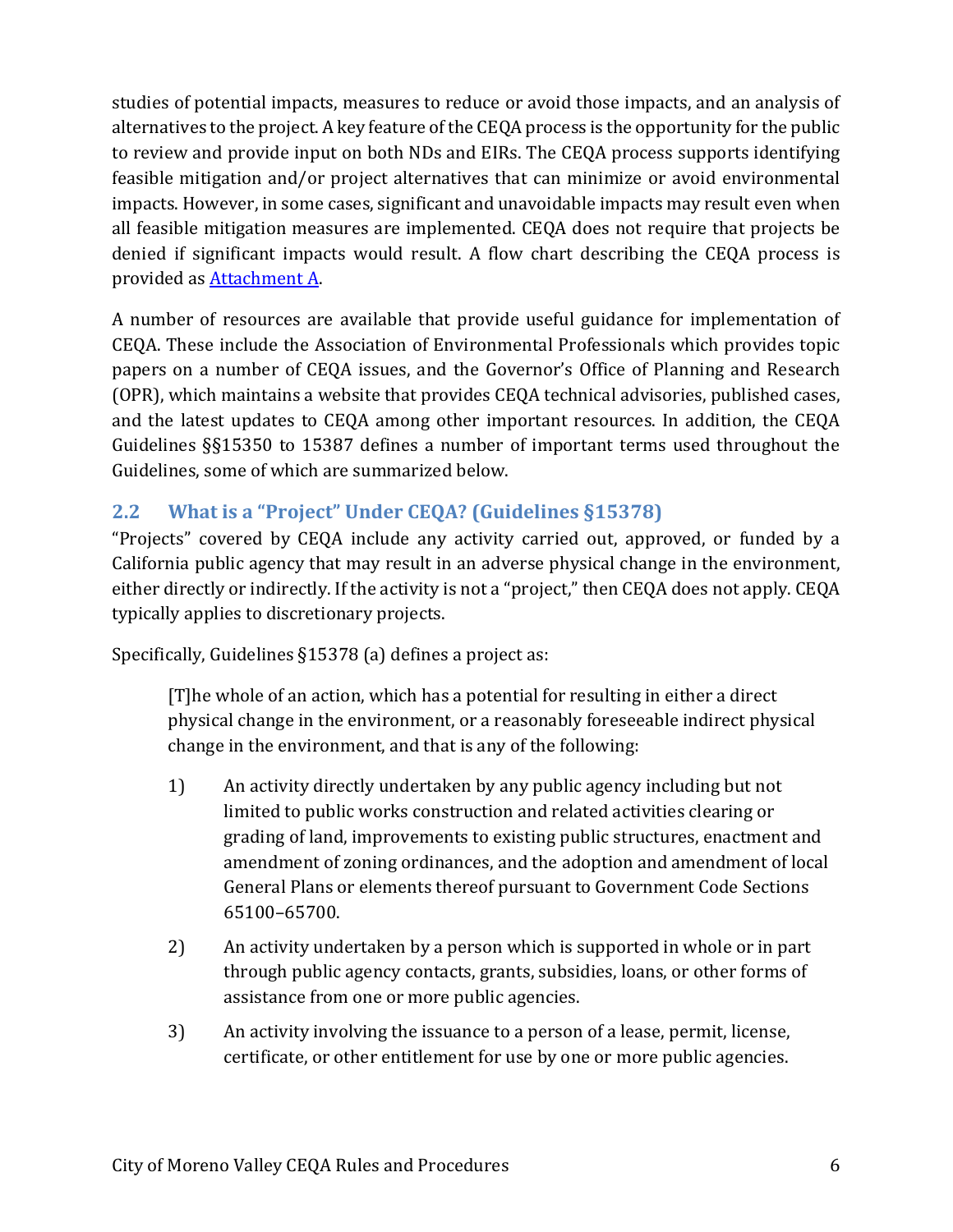studies of potential impacts, measures to reduce or avoid those impacts, and an analysis of alternatives to the project. A key feature of the CEQA process is the opportunity for the public to review and provide input on both NDs and EIRs. The CEQA process supports identifying feasible mitigation and/or project alternatives that can minimize or avoid environmental impacts. However, in some cases, significant and unavoidable impacts may result even when all feasible mitigation measures are implemented. CEQA does not require that projects be denied if significant impacts would result. A flow chart describing the CEQA process is provided as Attachment A.

A number of resources are available that provide useful guidance for implementation of CEQA. These include the Association of Environmental Professionals which provides topic papers on a number of CEQA issues, and the Governor's Office of Planning and Research (OPR), which maintains a website that provides CEQA technical advisories, published cases, and the latest updates to CEQA among other important resources. In addition, the CEQA Guidelines §§15350 to 15387 defines a number of important terms used throughout the Guidelines, some of which are summarized below.

## 2.2 What is a "Project" Under CEQA? (Guidelines §15378)

"Projects" covered by CEQA include any activity carried out, approved, or funded by a California public agency that may result in an adverse physical change in the environment, either directly or indirectly. If the activity is not a "project," then CEQA does not apply. CEQA typically applies to discretionary projects.

Specifically, Guidelines §15378 (a) defines a project as:

> [T]he whole of an action, which has a potential for resulting in either a direct physical change in the environment, or a reasonably foreseeable indirect physical change in the environment, and that is any of the following:
>
> 1) An activity directly undertaken by any public agency including but not limited to public works construction and related activities clearing or grading of land, improvements to existing public structures, enactment and amendment of zoning ordinances, and the adoption and amendment of local General Plans or elements thereof pursuant to Government Code Sections 65100–65700.
>
> 2) An activity undertaken by a person which is supported in whole or in part through public agency contacts, grants, subsidies, loans, or other forms of assistance from one or more public agencies.
>
> 3) An activity involving the issuance to a person of a lease, permit, license, certificate, or other entitlement for use by one or more public agencies.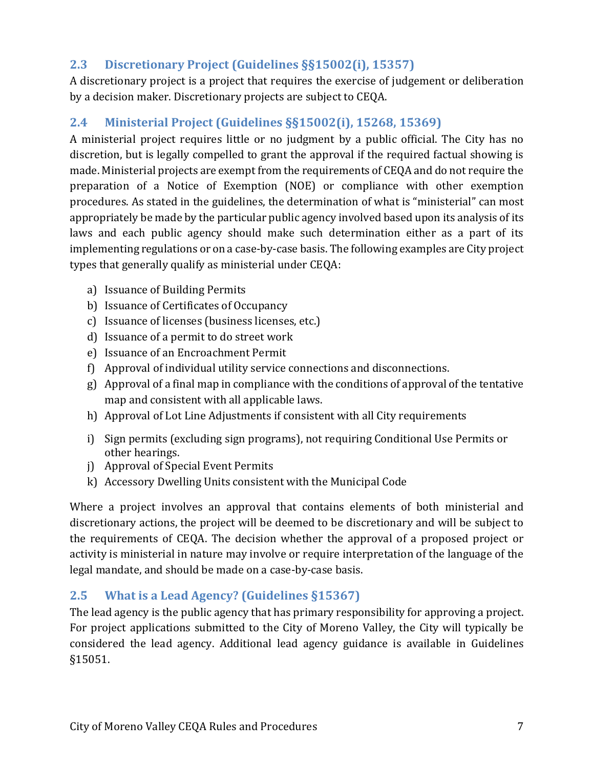## 2.3 Discretionary Project (Guidelines §§15002(i), 15357)

A discretionary project is a project that requires the exercise of judgement or deliberation by a decision maker. Discretionary projects are subject to CEQA.

## 2.4 Ministerial Project (Guidelines §§15002(i), 15268, 15369)

A ministerial project requires little or no judgment by a public official. The City has no discretion, but is legally compelled to grant the approval if the required factual showing is made. Ministerial projects are exempt from the requirements of CEQA and do not require the preparation of a Notice of Exemption (NOE) or compliance with other exemption procedures. As stated in the guidelines, the determination of what is "ministerial" can most appropriately be made by the particular public agency involved based upon its analysis of its laws and each public agency should make such determination either as a part of its implementing regulations or on a case-by-case basis. The following examples are City project types that generally qualify as ministerial under CEQA:

a) Issuance of Building Permits
b) Issuance of Certificates of Occupancy
c) Issuance of licenses (business licenses, etc.)
d) Issuance of a permit to do street work
e) Issuance of an Encroachment Permit
f) Approval of individual utility service connections and disconnections.
g) Approval of a final map in compliance with the conditions of approval of the tentative map and consistent with all applicable laws.
h) Approval of Lot Line Adjustments if consistent with all City requirements
i) Sign permits (excluding sign programs), not requiring Conditional Use Permits or other hearings.
j) Approval of Special Event Permits
k) Accessory Dwelling Units consistent with the Municipal Code

Where a project involves an approval that contains elements of both ministerial and discretionary actions, the project will be deemed to be discretionary and will be subject to the requirements of CEQA. The decision whether the approval of a proposed project or activity is ministerial in nature may involve or require interpretation of the language of the legal mandate, and should be made on a case-by-case basis.

## 2.5 What is a Lead Agency? (Guidelines §15367)

The lead agency is the public agency that has primary responsibility for approving a project. For project applications submitted to the City of Moreno Valley, the City will typically be considered the lead agency. Additional lead agency guidance is available in Guidelines §15051.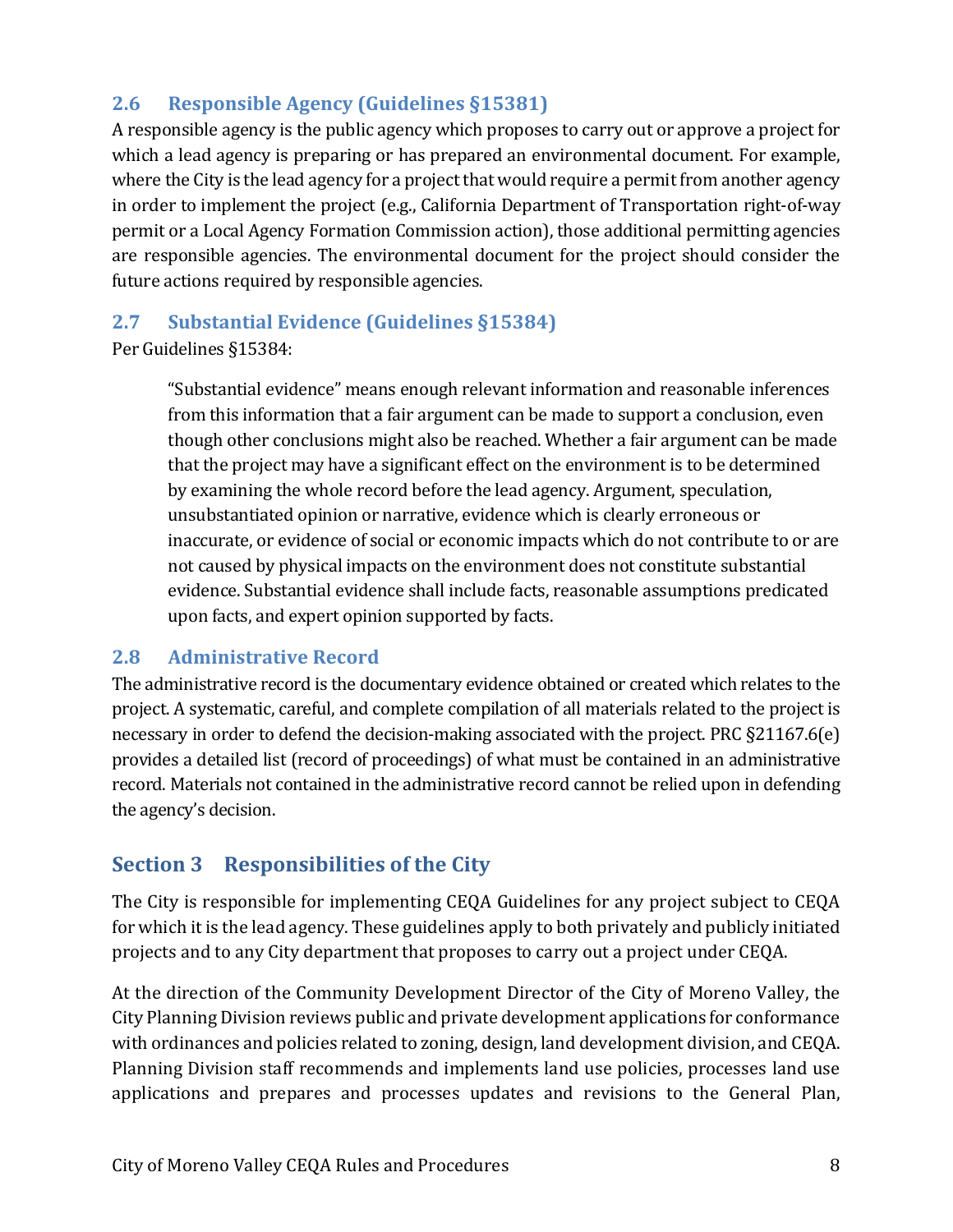### 2.6 Responsible Agency (Guidelines §15381)

A responsible agency is the public agency which proposes to carry out or approve a project for which a lead agency is preparing or has prepared an environmental document. For example, where the City is the lead agency for a project that would require a permit from another agency in order to implement the project (e.g., California Department of Transportation right-of-way permit or a Local Agency Formation Commission action), those additional permitting agencies are responsible agencies. The environmental document for the project should consider the future actions required by responsible agencies.

### 2.7 Substantial Evidence (Guidelines §15384)

Per Guidelines §15384:

> "Substantial evidence" means enough relevant information and reasonable inferences from this information that a fair argument can be made to support a conclusion, even though other conclusions might also be reached. Whether a fair argument can be made that the project may have a significant effect on the environment is to be determined by examining the whole record before the lead agency. Argument, speculation, unsubstantiated opinion or narrative, evidence which is clearly erroneous or inaccurate, or evidence of social or economic impacts which do not contribute to or are not caused by physical impacts on the environment does not constitute substantial evidence. Substantial evidence shall include facts, reasonable assumptions predicated upon facts, and expert opinion supported by facts.

### 2.8 Administrative Record

The administrative record is the documentary evidence obtained or created which relates to the project. A systematic, careful, and complete compilation of all materials related to the project is necessary in order to defend the decision-making associated with the project. PRC §21167.6(e) provides a detailed list (record of proceedings) of what must be contained in an administrative record. Materials not contained in the administrative record cannot be relied upon in defending the agency's decision.

## Section 3 Responsibilities of the City

The City is responsible for implementing CEQA Guidelines for any project subject to CEQA for which it is the lead agency. These guidelines apply to both privately and publicly initiated projects and to any City department that proposes to carry out a project under CEQA.

At the direction of the Community Development Director of the City of Moreno Valley, the City Planning Division reviews public and private development applications for conformance with ordinances and policies related to zoning, design, land development division, and CEQA. Planning Division staff recommends and implements land use policies, processes land use applications and prepares and processes updates and revisions to the General Plan,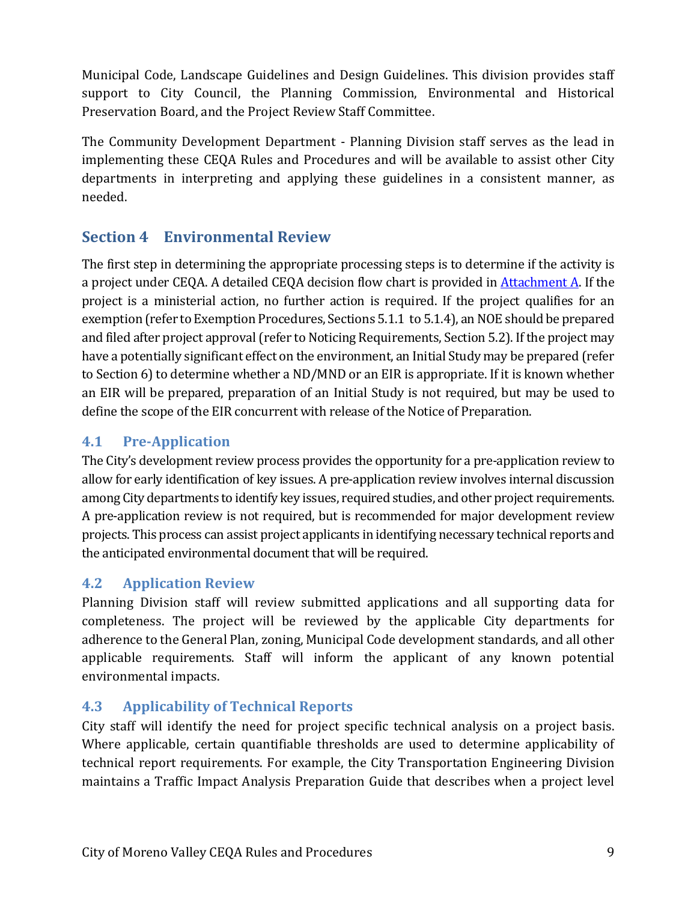Municipal Code, Landscape Guidelines and Design Guidelines. This division provides staff support to City Council, the Planning Commission, Environmental and Historical Preservation Board, and the Project Review Staff Committee.

The Community Development Department - Planning Division staff serves as the lead in implementing these CEQA Rules and Procedures and will be available to assist other City departments in interpreting and applying these guidelines in a consistent manner, as needed.

## Section 4 Environmental Review

The first step in determining the appropriate processing steps is to determine if the activity is a project under CEQA. A detailed CEQA decision flow chart is provided in [Attachment A](). If the project is a ministerial action, no further action is required. If the project qualifies for an exemption (refer to Exemption Procedures, Sections 5.1.1 to 5.1.4), an NOE should be prepared and filed after project approval (refer to Noticing Requirements, Section 5.2). If the project may have a potentially significant effect on the environment, an Initial Study may be prepared (refer to Section 6) to determine whether a ND/MND or an EIR is appropriate. If it is known whether an EIR will be prepared, preparation of an Initial Study is not required, but may be used to define the scope of the EIR concurrent with release of the Notice of Preparation.

### 4.1 Pre-Application

The City's development review process provides the opportunity for a pre-application review to allow for early identification of key issues. A pre-application review involves internal discussion among City departments to identify key issues, required studies, and other project requirements. A pre-application review is not required, but is recommended for major development review projects. This process can assist project applicants in identifying necessary technical reports and the anticipated environmental document that will be required.

### 4.2 Application Review

Planning Division staff will review submitted applications and all supporting data for completeness. The project will be reviewed by the applicable City departments for adherence to the General Plan, zoning, Municipal Code development standards, and all other applicable requirements. Staff will inform the applicant of any known potential environmental impacts.

### 4.3 Applicability of Technical Reports

City staff will identify the need for project specific technical analysis on a project basis. Where applicable, certain quantifiable thresholds are used to determine applicability of technical report requirements. For example, the City Transportation Engineering Division maintains a Traffic Impact Analysis Preparation Guide that describes when a project level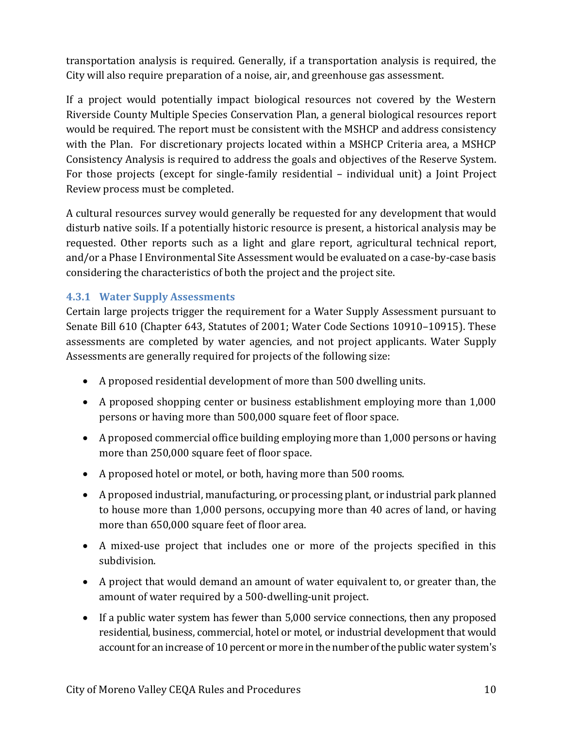transportation analysis is required. Generally, if a transportation analysis is required, the City will also require preparation of a noise, air, and greenhouse gas assessment.

If a project would potentially impact biological resources not covered by the Western Riverside County Multiple Species Conservation Plan, a general biological resources report would be required. The report must be consistent with the MSHCP and address consistency with the Plan. For discretionary projects located within a MSHCP Criteria area, a MSHCP Consistency Analysis is required to address the goals and objectives of the Reserve System. For those projects (except for single-family residential – individual unit) a Joint Project Review process must be completed.

A cultural resources survey would generally be requested for any development that would disturb native soils. If a potentially historic resource is present, a historical analysis may be requested. Other reports such as a light and glare report, agricultural technical report, and/or a Phase I Environmental Site Assessment would be evaluated on a case-by-case basis considering the characteristics of both the project and the project site.

### 4.3.1 Water Supply Assessments

Certain large projects trigger the requirement for a Water Supply Assessment pursuant to Senate Bill 610 (Chapter 643, Statutes of 2001; Water Code Sections 10910–10915). These assessments are completed by water agencies, and not project applicants. Water Supply Assessments are generally required for projects of the following size:

- A proposed residential development of more than 500 dwelling units.
- A proposed shopping center or business establishment employing more than 1,000 persons or having more than 500,000 square feet of floor space.
- A proposed commercial office building employing more than 1,000 persons or having more than 250,000 square feet of floor space.
- A proposed hotel or motel, or both, having more than 500 rooms.
- A proposed industrial, manufacturing, or processing plant, or industrial park planned to house more than 1,000 persons, occupying more than 40 acres of land, or having more than 650,000 square feet of floor area.
- A mixed-use project that includes one or more of the projects specified in this subdivision.
- A project that would demand an amount of water equivalent to, or greater than, the amount of water required by a 500-dwelling-unit project.
- If a public water system has fewer than 5,000 service connections, then any proposed residential, business, commercial, hotel or motel, or industrial development that would account for an increase of 10 percent or more in the number of the public water system's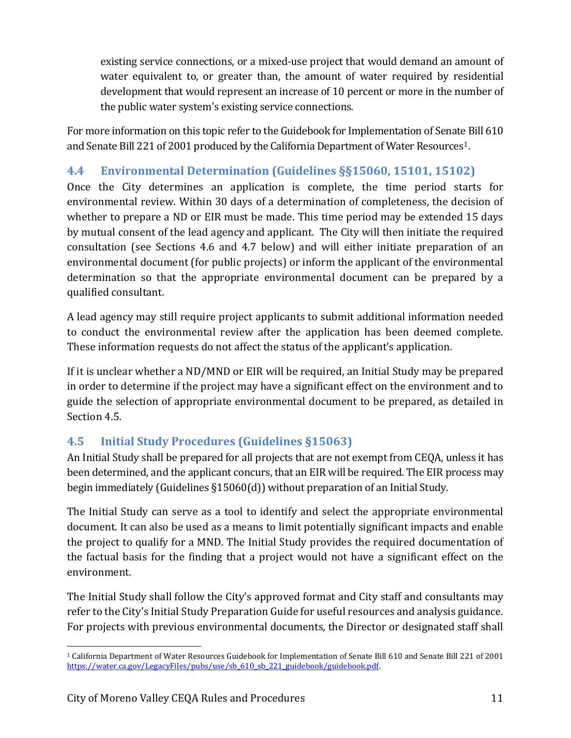existing service connections, or a mixed-use project that would demand an amount of water equivalent to, or greater than, the amount of water required by residential development that would represent an increase of 10 percent or more in the number of the public water system's existing service connections.

For more information on this topic refer to the Guidebook for Implementation of Senate Bill 610 and Senate Bill 221 of 2001 produced by the California Department of Water Resources[1].

## 4.4 Environmental Determination (Guidelines §§15060, 15101, 15102)

Once the City determines an application is complete, the time period starts for environmental review. Within 30 days of a determination of completeness, the decision of whether to prepare a ND or EIR must be made. This time period may be extended 15 days by mutual consent of the lead agency and applicant. The City will then initiate the required consultation (see Sections 4.6 and 4.7 below) and will either initiate preparation of an environmental document (for public projects) or inform the applicant of the environmental determination so that the appropriate environmental document can be prepared by a qualified consultant.

A lead agency may still require project applicants to submit additional information needed to conduct the environmental review after the application has been deemed complete. These information requests do not affect the status of the applicant's application.

If it is unclear whether a ND/MND or EIR will be required, an Initial Study may be prepared in order to determine if the project may have a significant effect on the environment and to guide the selection of appropriate environmental document to be prepared, as detailed in Section 4.5.

## 4.5 Initial Study Procedures (Guidelines §15063)

An Initial Study shall be prepared for all projects that are not exempt from CEQA, unless it has been determined, and the applicant concurs, that an EIR will be required. The EIR process may begin immediately (Guidelines §15060(d)) without preparation of an Initial Study.

The Initial Study can serve as a tool to identify and select the appropriate environmental document. It can also be used as a means to limit potentially significant impacts and enable the project to qualify for a MND. The Initial Study provides the required documentation of the factual basis for the finding that a project would not have a significant effect on the environment.

The Initial Study shall follow the City's approved format and City staff and consultants may refer to the City's Initial Study Preparation Guide for useful resources and analysis guidance. For projects with previous environmental documents, the Director or designated staff shall

[1] California Department of Water Resources Guidebook for Implementation of Senate Bill 610 and Senate Bill 221 of 2001 https://water.ca.gov/LegacyFiles/pubs/use/sb_610_sb_221_guidebook/guidebook.pdf.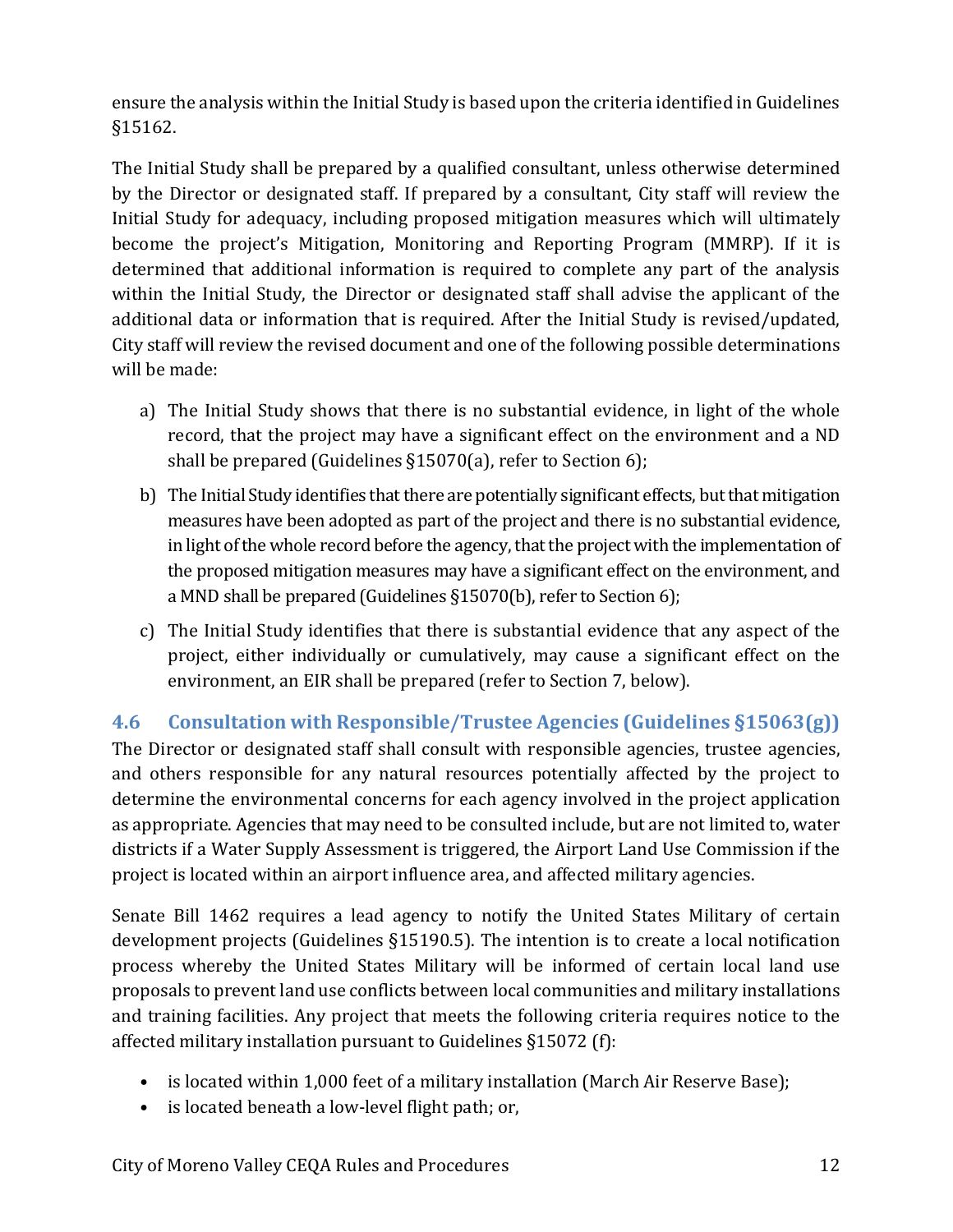ensure the analysis within the Initial Study is based upon the criteria identified in Guidelines §15162.

The Initial Study shall be prepared by a qualified consultant, unless otherwise determined by the Director or designated staff. If prepared by a consultant, City staff will review the Initial Study for adequacy, including proposed mitigation measures which will ultimately become the project's Mitigation, Monitoring and Reporting Program (MMRP). If it is determined that additional information is required to complete any part of the analysis within the Initial Study, the Director or designated staff shall advise the applicant of the additional data or information that is required. After the Initial Study is revised/updated, City staff will review the revised document and one of the following possible determinations will be made:

a) The Initial Study shows that there is no substantial evidence, in light of the whole record, that the project may have a significant effect on the environment and a ND shall be prepared (Guidelines §15070(a), refer to Section 6);

b) The Initial Study identifies that there are potentially significant effects, but that mitigation measures have been adopted as part of the project and there is no substantial evidence, in light of the whole record before the agency, that the project with the implementation of the proposed mitigation measures may have a significant effect on the environment, and a MND shall be prepared (Guidelines §15070(b), refer to Section 6);

c) The Initial Study identifies that there is substantial evidence that any aspect of the project, either individually or cumulatively, may cause a significant effect on the environment, an EIR shall be prepared (refer to Section 7, below).

### 4.6 Consultation with Responsible/Trustee Agencies (Guidelines §15063(g))

The Director or designated staff shall consult with responsible agencies, trustee agencies, and others responsible for any natural resources potentially affected by the project to determine the environmental concerns for each agency involved in the project application as appropriate. Agencies that may need to be consulted include, but are not limited to, water districts if a Water Supply Assessment is triggered, the Airport Land Use Commission if the project is located within an airport influence area, and affected military agencies.

Senate Bill 1462 requires a lead agency to notify the United States Military of certain development projects (Guidelines §15190.5). The intention is to create a local notification process whereby the United States Military will be informed of certain local land use proposals to prevent land use conflicts between local communities and military installations and training facilities. Any project that meets the following criteria requires notice to the affected military installation pursuant to Guidelines §15072 (f):

- is located within 1,000 feet of a military installation (March Air Reserve Base);
- is located beneath a low-level flight path; or,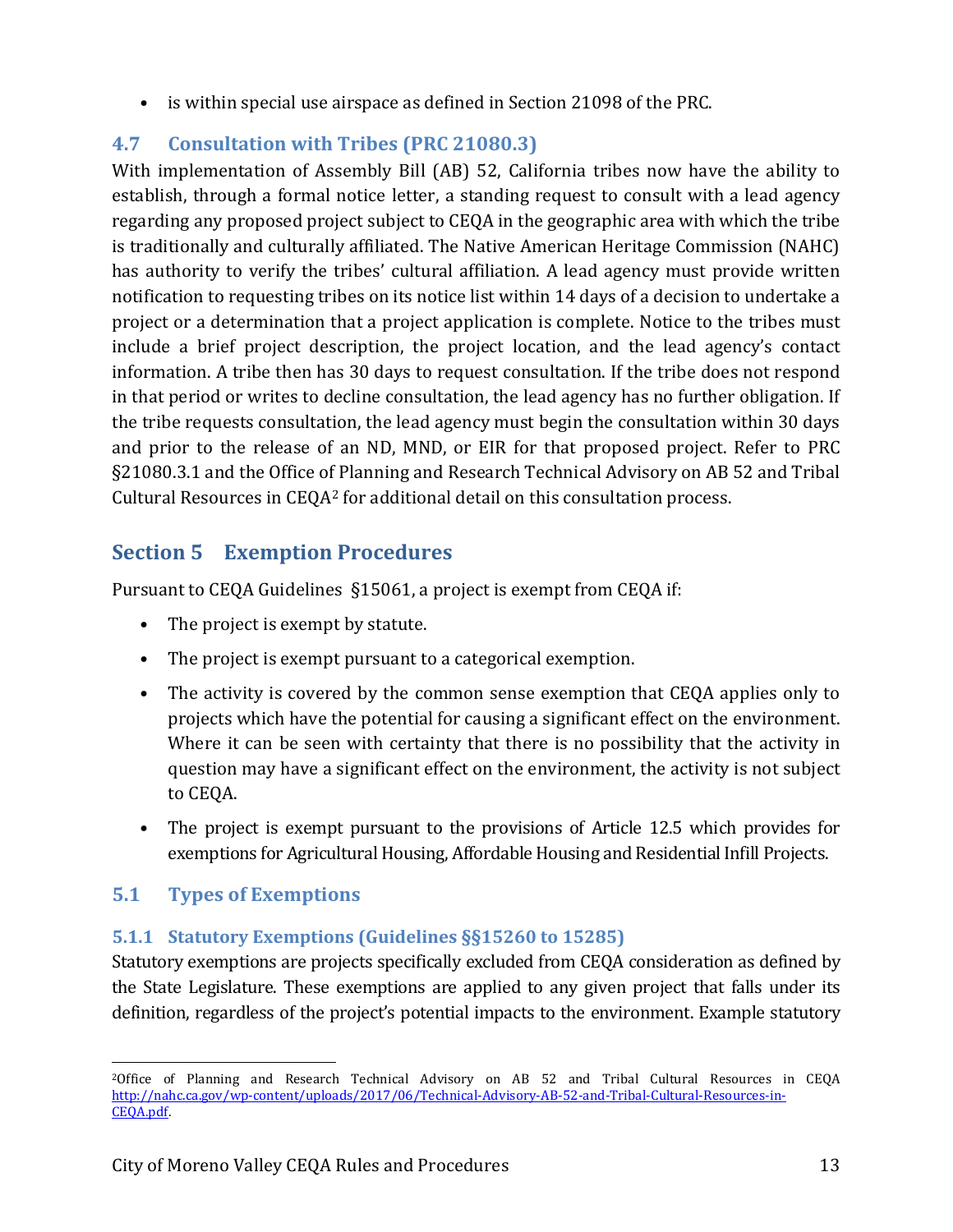- is within special use airspace as defined in Section 21098 of the PRC.

### 4.7 Consultation with Tribes (PRC 21080.3)

With implementation of Assembly Bill (AB) 52, California tribes now have the ability to establish, through a formal notice letter, a standing request to consult with a lead agency regarding any proposed project subject to CEQA in the geographic area with which the tribe is traditionally and culturally affiliated. The Native American Heritage Commission (NAHC) has authority to verify the tribes' cultural affiliation. A lead agency must provide written notification to requesting tribes on its notice list within 14 days of a decision to undertake a project or a determination that a project application is complete. Notice to the tribes must include a brief project description, the project location, and the lead agency's contact information. A tribe then has 30 days to request consultation. If the tribe does not respond in that period or writes to decline consultation, the lead agency has no further obligation. If the tribe requests consultation, the lead agency must begin the consultation within 30 days and prior to the release of an ND, MND, or EIR for that proposed project. Refer to PRC §21080.3.1 and the Office of Planning and Research Technical Advisory on AB 52 and Tribal Cultural Resources in CEQA[2] for additional detail on this consultation process.

## Section 5 Exemption Procedures

Pursuant to CEQA Guidelines §15061, a project is exempt from CEQA if:

- The project is exempt by statute.
- The project is exempt pursuant to a categorical exemption.
- The activity is covered by the common sense exemption that CEQA applies only to projects which have the potential for causing a significant effect on the environment. Where it can be seen with certainty that there is no possibility that the activity in question may have a significant effect on the environment, the activity is not subject to CEQA.
- The project is exempt pursuant to the provisions of Article 12.5 which provides for exemptions for Agricultural Housing, Affordable Housing and Residential Infill Projects.

### 5.1 Types of Exemptions

#### 5.1.1 Statutory Exemptions (Guidelines §§15260 to 15285)

Statutory exemptions are projects specifically excluded from CEQA consideration as defined by the State Legislature. These exemptions are applied to any given project that falls under its definition, regardless of the project's potential impacts to the environment. Example statutory

---

[2]Office of Planning and Research Technical Advisory on AB 52 and Tribal Cultural Resources in CEQA http://nahc.ca.gov/wp-content/uploads/2017/06/Technical-Advisory-AB-52-and-Tribal-Cultural-Resources-in-CEQA.pdf.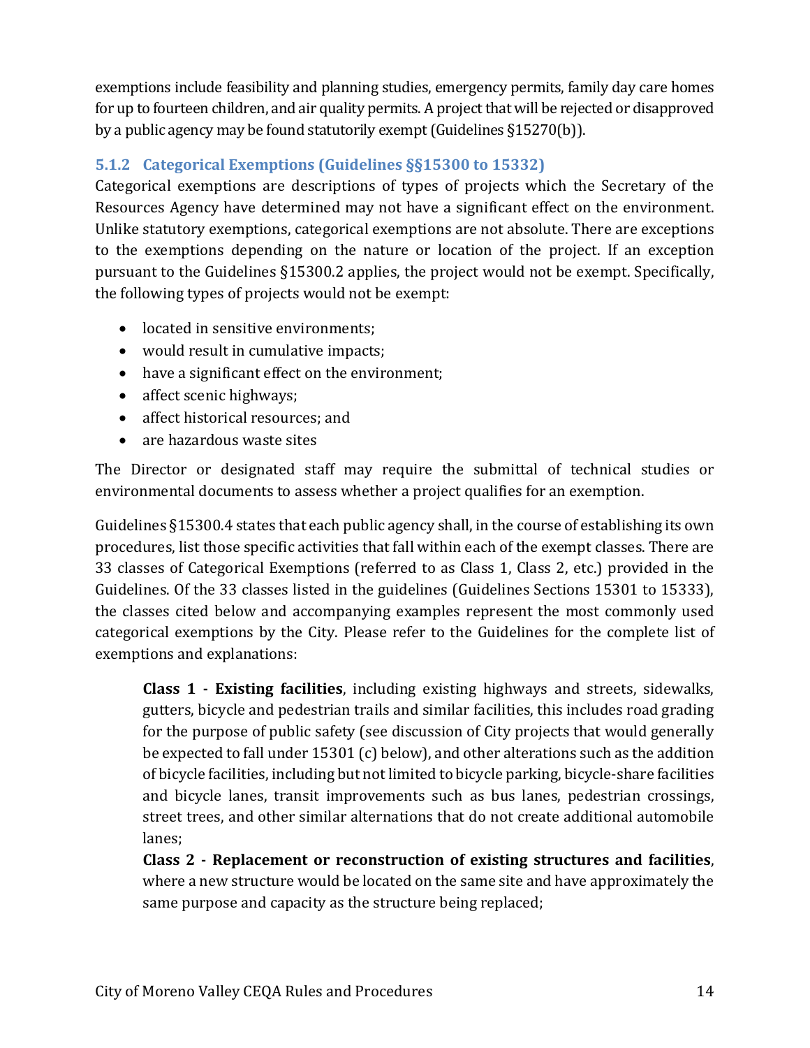exemptions include feasibility and planning studies, emergency permits, family day care homes for up to fourteen children, and air quality permits. A project that will be rejected or disapproved by a public agency may be found statutorily exempt (Guidelines §15270(b)).

### 5.1.2 Categorical Exemptions (Guidelines §§15300 to 15332)

Categorical exemptions are descriptions of types of projects which the Secretary of the Resources Agency have determined may not have a significant effect on the environment. Unlike statutory exemptions, categorical exemptions are not absolute. There are exceptions to the exemptions depending on the nature or location of the project. If an exception pursuant to the Guidelines §15300.2 applies, the project would not be exempt. Specifically, the following types of projects would not be exempt:

- located in sensitive environments;
- would result in cumulative impacts;
- have a significant effect on the environment;
- affect scenic highways;
- affect historical resources; and
- are hazardous waste sites

The Director or designated staff may require the submittal of technical studies or environmental documents to assess whether a project qualifies for an exemption.

Guidelines §15300.4 states that each public agency shall, in the course of establishing its own procedures, list those specific activities that fall within each of the exempt classes. There are 33 classes of Categorical Exemptions (referred to as Class 1, Class 2, etc.) provided in the Guidelines. Of the 33 classes listed in the guidelines (Guidelines Sections 15301 to 15333), the classes cited below and accompanying examples represent the most commonly used categorical exemptions by the City. Please refer to the Guidelines for the complete list of exemptions and explanations:

> **Class 1 - Existing facilities**, including existing highways and streets, sidewalks, gutters, bicycle and pedestrian trails and similar facilities, this includes road grading for the purpose of public safety (see discussion of City projects that would generally be expected to fall under 15301 (c) below), and other alterations such as the addition of bicycle facilities, including but not limited to bicycle parking, bicycle-share facilities and bicycle lanes, transit improvements such as bus lanes, pedestrian crossings, street trees, and other similar alternations that do not create additional automobile lanes;
>
> **Class 2 - Replacement or reconstruction of existing structures and facilities**, where a new structure would be located on the same site and have approximately the same purpose and capacity as the structure being replaced;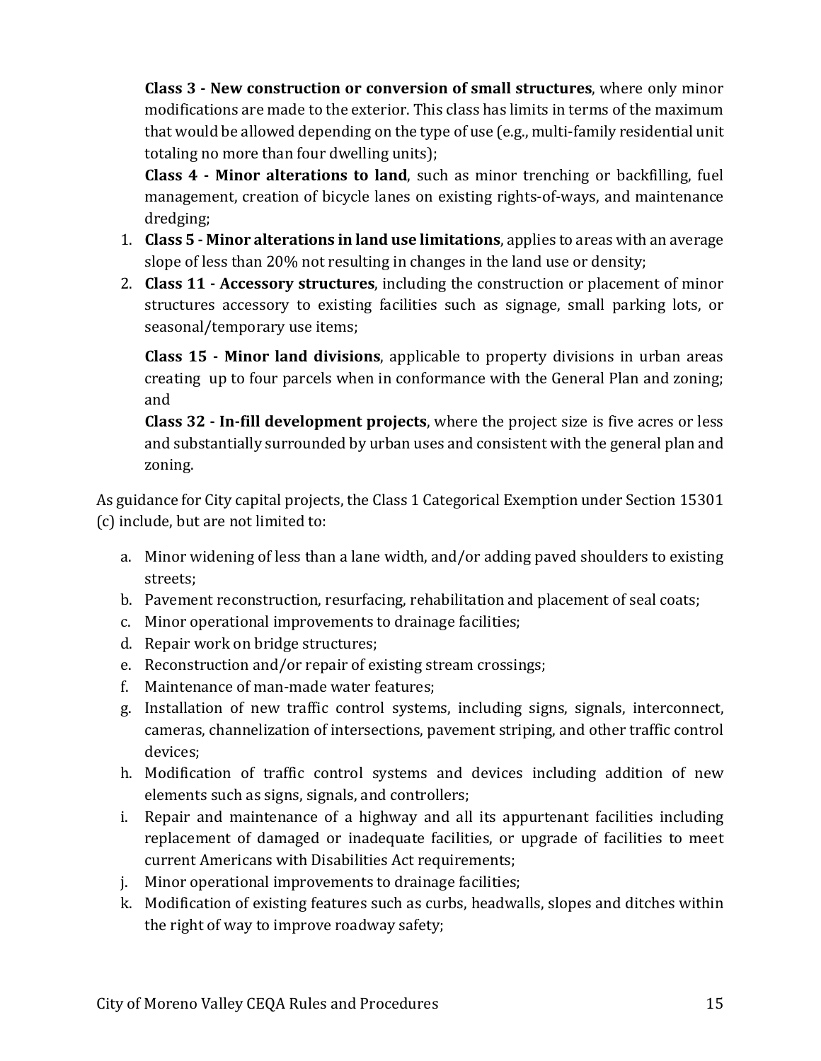**Class 3 - New construction or conversion of small structures**, where only minor modifications are made to the exterior. This class has limits in terms of the maximum that would be allowed depending on the type of use (e.g., multi-family residential unit totaling no more than four dwelling units);

**Class 4 - Minor alterations to land**, such as minor trenching or backfilling, fuel management, creation of bicycle lanes on existing rights-of-ways, and maintenance dredging;

1. **Class 5 - Minor alterations in land use limitations**, applies to areas with an average slope of less than 20% not resulting in changes in the land use or density;
2. **Class 11 - Accessory structures**, including the construction or placement of minor structures accessory to existing facilities such as signage, small parking lots, or seasonal/temporary use items;

**Class 15 - Minor land divisions**, applicable to property divisions in urban areas creating up to four parcels when in conformance with the General Plan and zoning; and

**Class 32 - In-fill development projects**, where the project size is five acres or less and substantially surrounded by urban uses and consistent with the general plan and zoning.

As guidance for City capital projects, the Class 1 Categorical Exemption under Section 15301 (c) include, but are not limited to:

a. Minor widening of less than a lane width, and/or adding paved shoulders to existing streets;
b. Pavement reconstruction, resurfacing, rehabilitation and placement of seal coats;
c. Minor operational improvements to drainage facilities;
d. Repair work on bridge structures;
e. Reconstruction and/or repair of existing stream crossings;
f. Maintenance of man-made water features;
g. Installation of new traffic control systems, including signs, signals, interconnect, cameras, channelization of intersections, pavement striping, and other traffic control devices;
h. Modification of traffic control systems and devices including addition of new elements such as signs, signals, and controllers;
i. Repair and maintenance of a highway and all its appurtenant facilities including replacement of damaged or inadequate facilities, or upgrade of facilities to meet current Americans with Disabilities Act requirements;
j. Minor operational improvements to drainage facilities;
k. Modification of existing features such as curbs, headwalls, slopes and ditches within the right of way to improve roadway safety;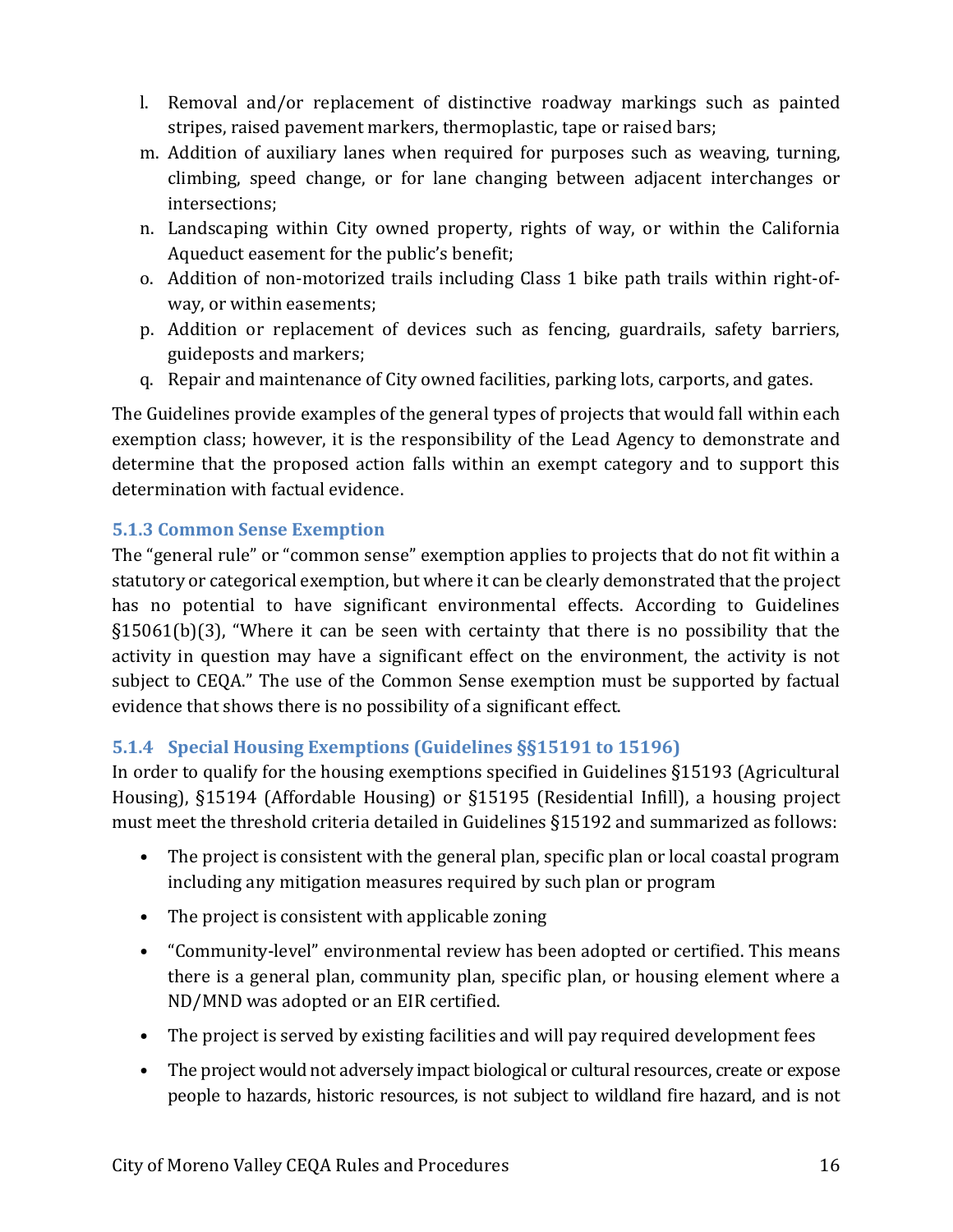l. Removal and/or replacement of distinctive roadway markings such as painted stripes, raised pavement markers, thermoplastic, tape or raised bars;
m. Addition of auxiliary lanes when required for purposes such as weaving, turning, climbing, speed change, or for lane changing between adjacent interchanges or intersections;
n. Landscaping within City owned property, rights of way, or within the California Aqueduct easement for the public's benefit;
o. Addition of non-motorized trails including Class 1 bike path trails within right-of-way, or within easements;
p. Addition or replacement of devices such as fencing, guardrails, safety barriers, guideposts and markers;
q. Repair and maintenance of City owned facilities, parking lots, carports, and gates.

The Guidelines provide examples of the general types of projects that would fall within each exemption class; however, it is the responsibility of the Lead Agency to demonstrate and determine that the proposed action falls within an exempt category and to support this determination with factual evidence.

### 5.1.3 Common Sense Exemption

The "general rule" or "common sense" exemption applies to projects that do not fit within a statutory or categorical exemption, but where it can be clearly demonstrated that the project has no potential to have significant environmental effects. According to Guidelines §15061(b)(3), "Where it can be seen with certainty that there is no possibility that the activity in question may have a significant effect on the environment, the activity is not subject to CEQA." The use of the Common Sense exemption must be supported by factual evidence that shows there is no possibility of a significant effect.

### 5.1.4 Special Housing Exemptions (Guidelines §§15191 to 15196)

In order to qualify for the housing exemptions specified in Guidelines §15193 (Agricultural Housing), §15194 (Affordable Housing) or §15195 (Residential Infill), a housing project must meet the threshold criteria detailed in Guidelines §15192 and summarized as follows:

- The project is consistent with the general plan, specific plan or local coastal program including any mitigation measures required by such plan or program
- The project is consistent with applicable zoning
- "Community-level" environmental review has been adopted or certified. This means there is a general plan, community plan, specific plan, or housing element where a ND/MND was adopted or an EIR certified.
- The project is served by existing facilities and will pay required development fees
- The project would not adversely impact biological or cultural resources, create or expose people to hazards, historic resources, is not subject to wildland fire hazard, and is not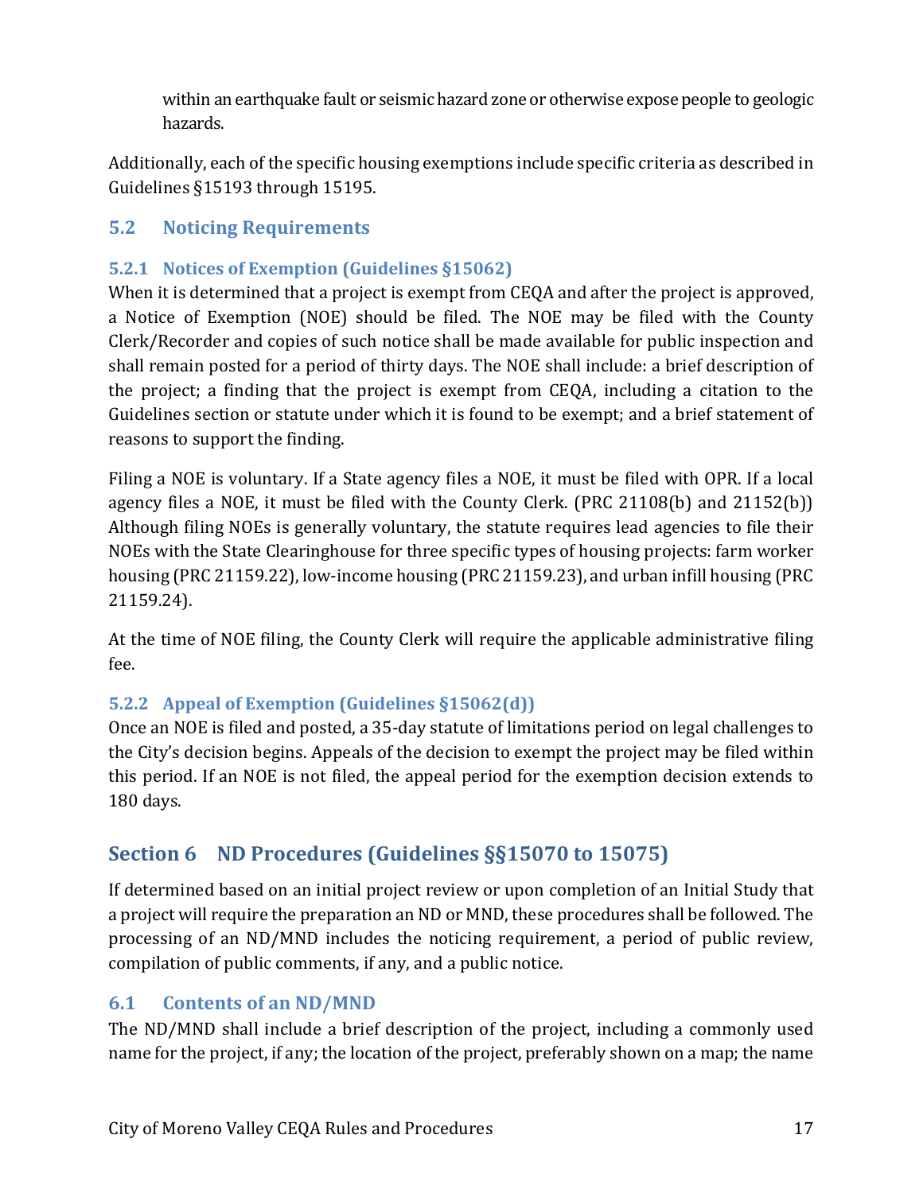within an earthquake fault or seismic hazard zone or otherwise expose people to geologic hazards.

Additionally, each of the specific housing exemptions include specific criteria as described in Guidelines §15193 through 15195.

## 5.2 Noticing Requirements

### 5.2.1 Notices of Exemption (Guidelines §15062)

When it is determined that a project is exempt from CEQA and after the project is approved, a Notice of Exemption (NOE) should be filed. The NOE may be filed with the County Clerk/Recorder and copies of such notice shall be made available for public inspection and shall remain posted for a period of thirty days. The NOE shall include: a brief description of the project; a finding that the project is exempt from CEQA, including a citation to the Guidelines section or statute under which it is found to be exempt; and a brief statement of reasons to support the finding.

Filing a NOE is voluntary. If a State agency files a NOE, it must be filed with OPR. If a local agency files a NOE, it must be filed with the County Clerk. (PRC 21108(b) and 21152(b)) Although filing NOEs is generally voluntary, the statute requires lead agencies to file their NOEs with the State Clearinghouse for three specific types of housing projects: farm worker housing (PRC 21159.22), low-income housing (PRC 21159.23), and urban infill housing (PRC 21159.24).

At the time of NOE filing, the County Clerk will require the applicable administrative filing fee.

### 5.2.2 Appeal of Exemption (Guidelines §15062(d))

Once an NOE is filed and posted, a 35-day statute of limitations period on legal challenges to the City's decision begins. Appeals of the decision to exempt the project may be filed within this period. If an NOE is not filed, the appeal period for the exemption decision extends to 180 days.

# Section 6 ND Procedures (Guidelines §§15070 to 15075)

If determined based on an initial project review or upon completion of an Initial Study that a project will require the preparation an ND or MND, these procedures shall be followed. The processing of an ND/MND includes the noticing requirement, a period of public review, compilation of public comments, if any, and a public notice.

## 6.1 Contents of an ND/MND

The ND/MND shall include a brief description of the project, including a commonly used name for the project, if any; the location of the project, preferably shown on a map; the name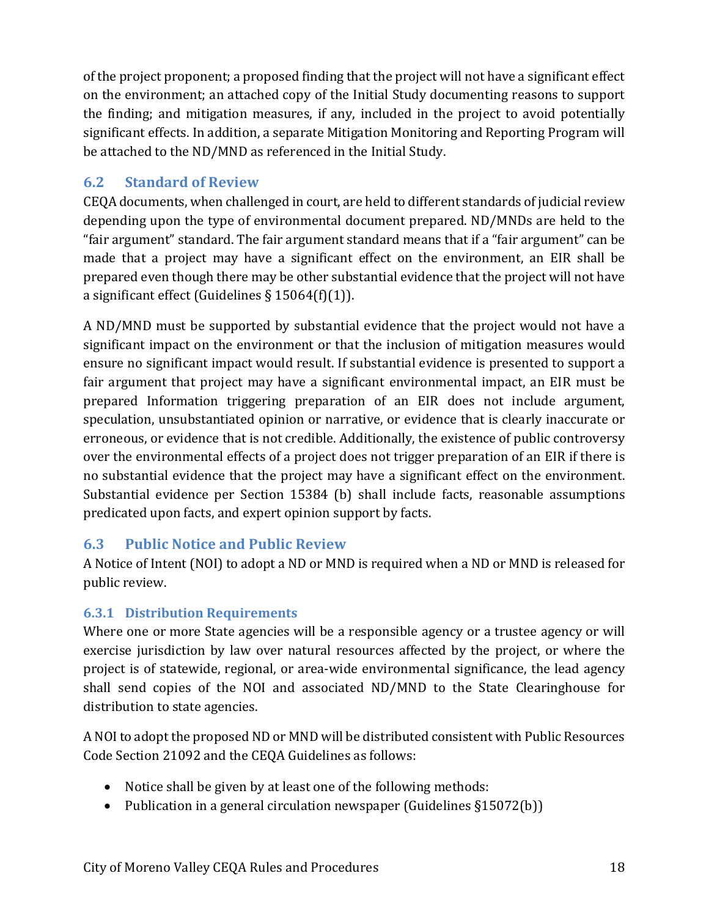of the project proponent; a proposed finding that the project will not have a significant effect on the environment; an attached copy of the Initial Study documenting reasons to support the finding; and mitigation measures, if any, included in the project to avoid potentially significant effects. In addition, a separate Mitigation Monitoring and Reporting Program will be attached to the ND/MND as referenced in the Initial Study.

## 6.2 Standard of Review

CEQA documents, when challenged in court, are held to different standards of judicial review depending upon the type of environmental document prepared. ND/MNDs are held to the "fair argument" standard. The fair argument standard means that if a "fair argument" can be made that a project may have a significant effect on the environment, an EIR shall be prepared even though there may be other substantial evidence that the project will not have a significant effect (Guidelines § 15064(f)(1)).

A ND/MND must be supported by substantial evidence that the project would not have a significant impact on the environment or that the inclusion of mitigation measures would ensure no significant impact would result. If substantial evidence is presented to support a fair argument that project may have a significant environmental impact, an EIR must be prepared Information triggering preparation of an EIR does not include argument, speculation, unsubstantiated opinion or narrative, or evidence that is clearly inaccurate or erroneous, or evidence that is not credible. Additionally, the existence of public controversy over the environmental effects of a project does not trigger preparation of an EIR if there is no substantial evidence that the project may have a significant effect on the environment. Substantial evidence per Section 15384 (b) shall include facts, reasonable assumptions predicated upon facts, and expert opinion support by facts.

## 6.3 Public Notice and Public Review

A Notice of Intent (NOI) to adopt a ND or MND is required when a ND or MND is released for public review.

### 6.3.1 Distribution Requirements

Where one or more State agencies will be a responsible agency or a trustee agency or will exercise jurisdiction by law over natural resources affected by the project, or where the project is of statewide, regional, or area-wide environmental significance, the lead agency shall send copies of the NOI and associated ND/MND to the State Clearinghouse for distribution to state agencies.

A NOI to adopt the proposed ND or MND will be distributed consistent with Public Resources Code Section 21092 and the CEQA Guidelines as follows:

- Notice shall be given by at least one of the following methods:
- Publication in a general circulation newspaper (Guidelines §15072(b))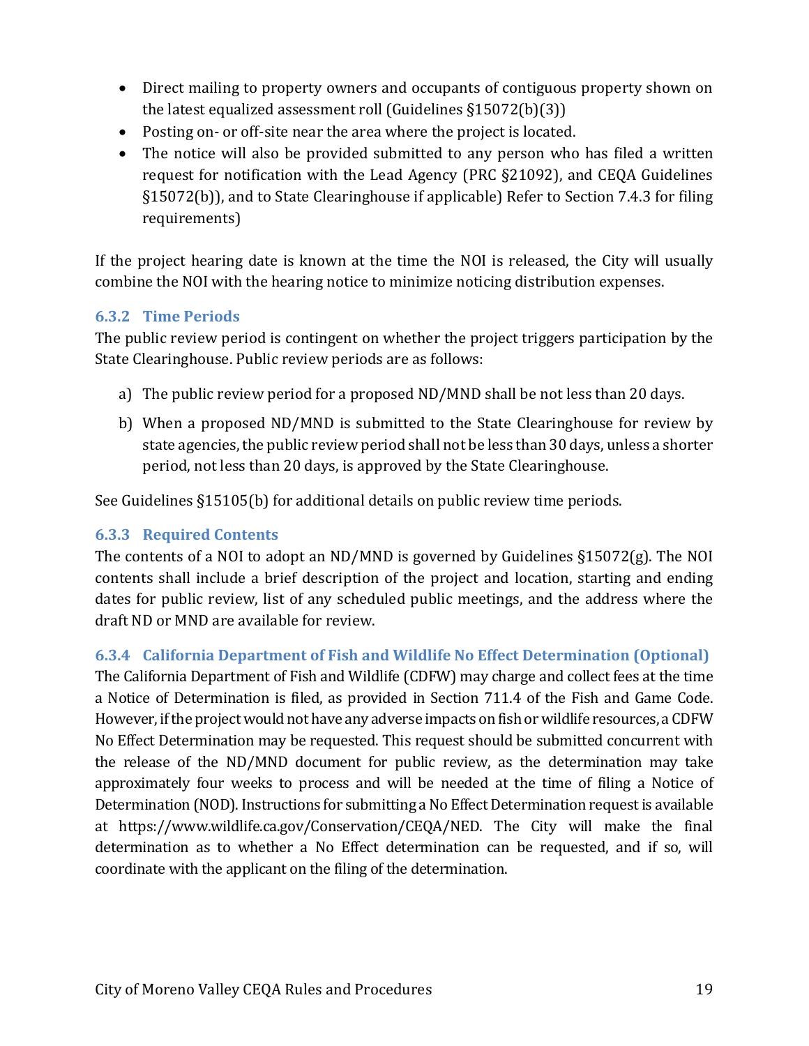- Direct mailing to property owners and occupants of contiguous property shown on the latest equalized assessment roll (Guidelines §15072(b)(3))
- Posting on- or off-site near the area where the project is located.
- The notice will also be provided submitted to any person who has filed a written request for notification with the Lead Agency (PRC §21092), and CEQA Guidelines §15072(b)), and to State Clearinghouse if applicable) Refer to Section 7.4.3 for filing requirements)

If the project hearing date is known at the time the NOI is released, the City will usually combine the NOI with the hearing notice to minimize noticing distribution expenses.

### 6.3.2 Time Periods

The public review period is contingent on whether the project triggers participation by the State Clearinghouse. Public review periods are as follows:

a) The public review period for a proposed ND/MND shall be not less than 20 days.

b) When a proposed ND/MND is submitted to the State Clearinghouse for review by state agencies, the public review period shall not be less than 30 days, unless a shorter period, not less than 20 days, is approved by the State Clearinghouse.

See Guidelines §15105(b) for additional details on public review time periods.

### 6.3.3 Required Contents

The contents of a NOI to adopt an ND/MND is governed by Guidelines §15072(g). The NOI contents shall include a brief description of the project and location, starting and ending dates for public review, list of any scheduled public meetings, and the address where the draft ND or MND are available for review.

### 6.3.4 California Department of Fish and Wildlife No Effect Determination (Optional)

The California Department of Fish and Wildlife (CDFW) may charge and collect fees at the time a Notice of Determination is filed, as provided in Section 711.4 of the Fish and Game Code. However, if the project would not have any adverse impacts on fish or wildlife resources, a CDFW No Effect Determination may be requested. This request should be submitted concurrent with the release of the ND/MND document for public review, as the determination may take approximately four weeks to process and will be needed at the time of filing a Notice of Determination (NOD). Instructions for submitting a No Effect Determination request is available at https://www.wildlife.ca.gov/Conservation/CEQA/NED. The City will make the final determination as to whether a No Effect determination can be requested, and if so, will coordinate with the applicant on the filing of the determination.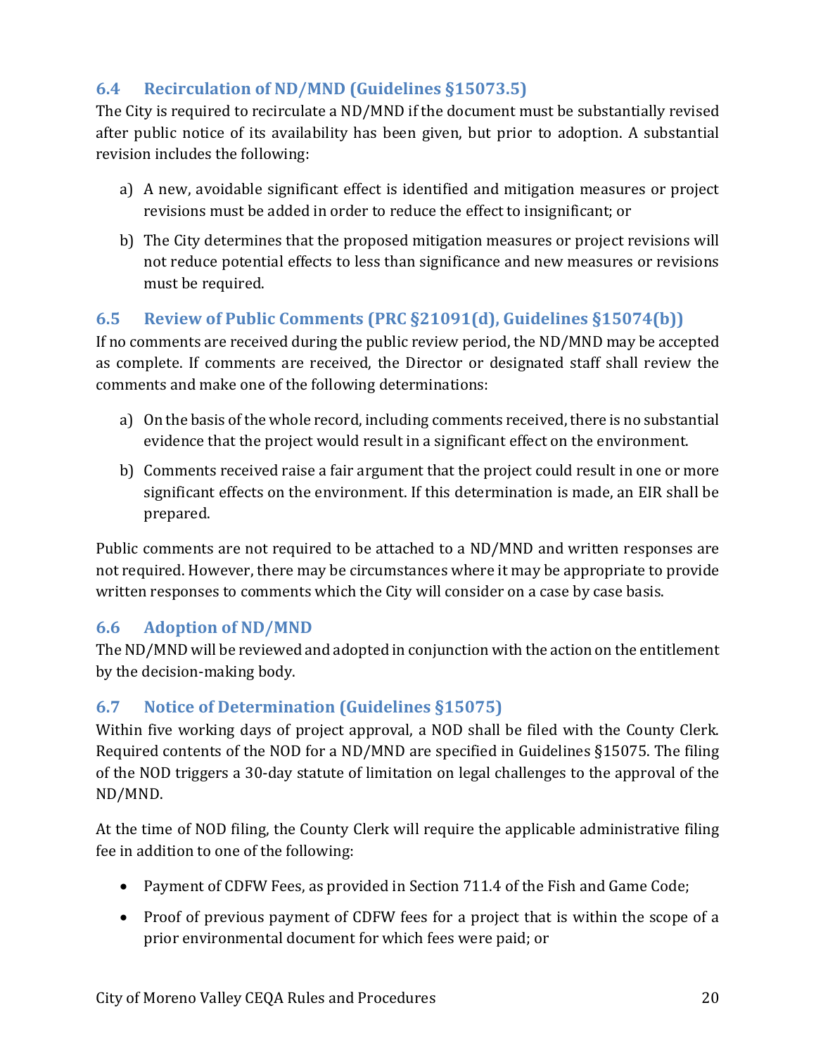### 6.4 Recirculation of ND/MND (Guidelines §15073.5)

The City is required to recirculate a ND/MND if the document must be substantially revised after public notice of its availability has been given, but prior to adoption. A substantial revision includes the following:

a) A new, avoidable significant effect is identified and mitigation measures or project revisions must be added in order to reduce the effect to insignificant; or

b) The City determines that the proposed mitigation measures or project revisions will not reduce potential effects to less than significance and new measures or revisions must be required.

### 6.5 Review of Public Comments (PRC §21091(d), Guidelines §15074(b))

If no comments are received during the public review period, the ND/MND may be accepted as complete. If comments are received, the Director or designated staff shall review the comments and make one of the following determinations:

a) On the basis of the whole record, including comments received, there is no substantial evidence that the project would result in a significant effect on the environment.

b) Comments received raise a fair argument that the project could result in one or more significant effects on the environment. If this determination is made, an EIR shall be prepared.

Public comments are not required to be attached to a ND/MND and written responses are not required. However, there may be circumstances where it may be appropriate to provide written responses to comments which the City will consider on a case by case basis.

### 6.6 Adoption of ND/MND

The ND/MND will be reviewed and adopted in conjunction with the action on the entitlement by the decision-making body.

### 6.7 Notice of Determination (Guidelines §15075)

Within five working days of project approval, a NOD shall be filed with the County Clerk. Required contents of the NOD for a ND/MND are specified in Guidelines §15075. The filing of the NOD triggers a 30-day statute of limitation on legal challenges to the approval of the ND/MND.

At the time of NOD filing, the County Clerk will require the applicable administrative filing fee in addition to one of the following:

- Payment of CDFW Fees, as provided in Section 711.4 of the Fish and Game Code;
- Proof of previous payment of CDFW fees for a project that is within the scope of a prior environmental document for which fees were paid; or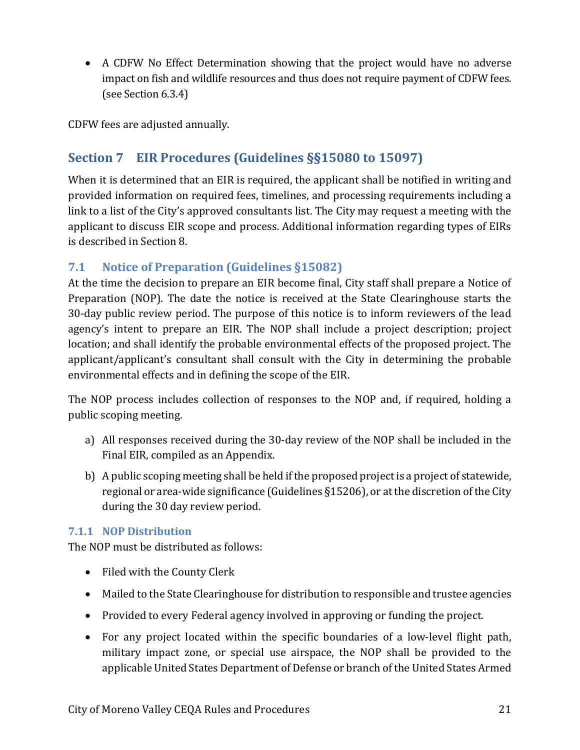- A CDFW No Effect Determination showing that the project would have no adverse impact on fish and wildlife resources and thus does not require payment of CDFW fees. (see Section 6.3.4)

CDFW fees are adjusted annually.

## Section 7 EIR Procedures (Guidelines §§15080 to 15097)

When it is determined that an EIR is required, the applicant shall be notified in writing and provided information on required fees, timelines, and processing requirements including a link to a list of the City's approved consultants list. The City may request a meeting with the applicant to discuss EIR scope and process. Additional information regarding types of EIRs is described in Section 8.

### 7.1 Notice of Preparation (Guidelines §15082)

At the time the decision to prepare an EIR become final, City staff shall prepare a Notice of Preparation (NOP). The date the notice is received at the State Clearinghouse starts the 30-day public review period. The purpose of this notice is to inform reviewers of the lead agency's intent to prepare an EIR. The NOP shall include a project description; project location; and shall identify the probable environmental effects of the proposed project. The applicant/applicant's consultant shall consult with the City in determining the probable environmental effects and in defining the scope of the EIR.

The NOP process includes collection of responses to the NOP and, if required, holding a public scoping meeting.

a) All responses received during the 30-day review of the NOP shall be included in the Final EIR, compiled as an Appendix.

b) A public scoping meeting shall be held if the proposed project is a project of statewide, regional or area-wide significance (Guidelines §15206), or at the discretion of the City during the 30 day review period.

#### 7.1.1 NOP Distribution

The NOP must be distributed as follows:

- Filed with the County Clerk
- Mailed to the State Clearinghouse for distribution to responsible and trustee agencies
- Provided to every Federal agency involved in approving or funding the project.
- For any project located within the specific boundaries of a low-level flight path, military impact zone, or special use airspace, the NOP shall be provided to the applicable United States Department of Defense or branch of the United States Armed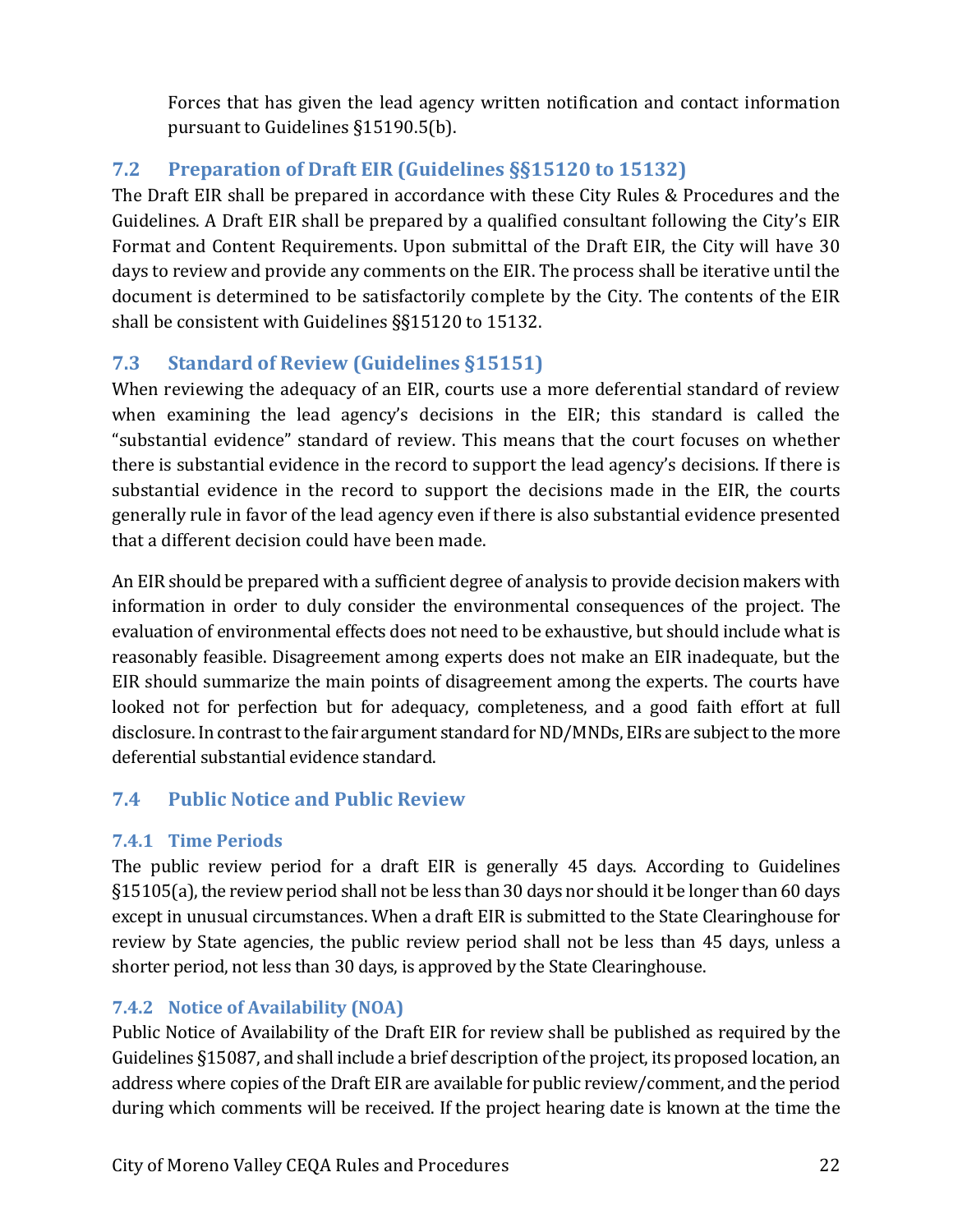Forces that has given the lead agency written notification and contact information pursuant to Guidelines §15190.5(b).

## 7.2 Preparation of Draft EIR (Guidelines §§15120 to 15132)

The Draft EIR shall be prepared in accordance with these City Rules & Procedures and the Guidelines. A Draft EIR shall be prepared by a qualified consultant following the City's EIR Format and Content Requirements. Upon submittal of the Draft EIR, the City will have 30 days to review and provide any comments on the EIR. The process shall be iterative until the document is determined to be satisfactorily complete by the City. The contents of the EIR shall be consistent with Guidelines §§15120 to 15132.

## 7.3 Standard of Review (Guidelines §15151)

When reviewing the adequacy of an EIR, courts use a more deferential standard of review when examining the lead agency's decisions in the EIR; this standard is called the "substantial evidence" standard of review. This means that the court focuses on whether there is substantial evidence in the record to support the lead agency's decisions. If there is substantial evidence in the record to support the decisions made in the EIR, the courts generally rule in favor of the lead agency even if there is also substantial evidence presented that a different decision could have been made.

An EIR should be prepared with a sufficient degree of analysis to provide decision makers with information in order to duly consider the environmental consequences of the project. The evaluation of environmental effects does not need to be exhaustive, but should include what is reasonably feasible. Disagreement among experts does not make an EIR inadequate, but the EIR should summarize the main points of disagreement among the experts. The courts have looked not for perfection but for adequacy, completeness, and a good faith effort at full disclosure. In contrast to the fair argument standard for ND/MNDs, EIRs are subject to the more deferential substantial evidence standard.

## 7.4 Public Notice and Public Review

### 7.4.1 Time Periods

The public review period for a draft EIR is generally 45 days. According to Guidelines §15105(a), the review period shall not be less than 30 days nor should it be longer than 60 days except in unusual circumstances. When a draft EIR is submitted to the State Clearinghouse for review by State agencies, the public review period shall not be less than 45 days, unless a shorter period, not less than 30 days, is approved by the State Clearinghouse.

### 7.4.2 Notice of Availability (NOA)

Public Notice of Availability of the Draft EIR for review shall be published as required by the Guidelines §15087, and shall include a brief description of the project, its proposed location, an address where copies of the Draft EIR are available for public review/comment, and the period during which comments will be received. If the project hearing date is known at the time the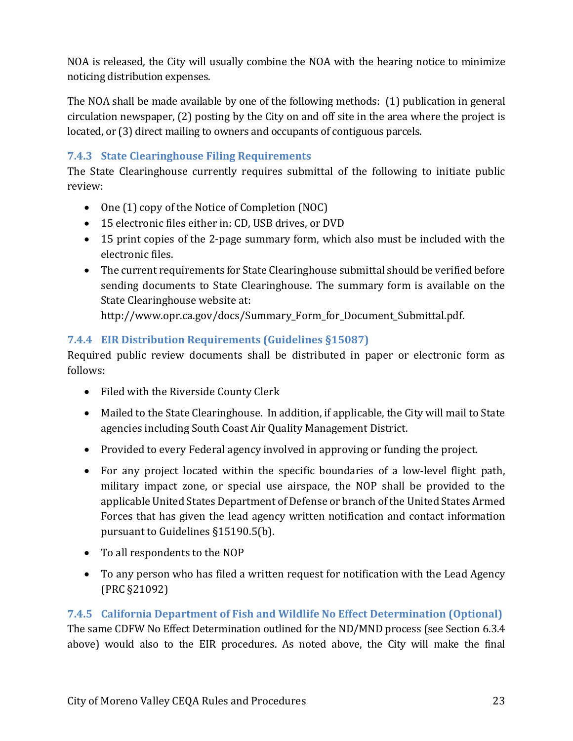NOA is released, the City will usually combine the NOA with the hearing notice to minimize noticing distribution expenses.

The NOA shall be made available by one of the following methods: (1) publication in general circulation newspaper, (2) posting by the City on and off site in the area where the project is located, or (3) direct mailing to owners and occupants of contiguous parcels.

### 7.4.3 State Clearinghouse Filing Requirements

The State Clearinghouse currently requires submittal of the following to initiate public review:

- One (1) copy of the Notice of Completion (NOC)
- 15 electronic files either in: CD, USB drives, or DVD
- 15 print copies of the 2-page summary form, which also must be included with the electronic files.
- The current requirements for State Clearinghouse submittal should be verified before sending documents to State Clearinghouse. The summary form is available on the State Clearinghouse website at: http://www.opr.ca.gov/docs/Summary_Form_for_Document_Submittal.pdf.

### 7.4.4 EIR Distribution Requirements (Guidelines §15087)

Required public review documents shall be distributed in paper or electronic form as follows:

- Filed with the Riverside County Clerk
- Mailed to the State Clearinghouse. In addition, if applicable, the City will mail to State agencies including South Coast Air Quality Management District.
- Provided to every Federal agency involved in approving or funding the project.
- For any project located within the specific boundaries of a low-level flight path, military impact zone, or special use airspace, the NOP shall be provided to the applicable United States Department of Defense or branch of the United States Armed Forces that has given the lead agency written notification and contact information pursuant to Guidelines §15190.5(b).
- To all respondents to the NOP
- To any person who has filed a written request for notification with the Lead Agency (PRC §21092)

### 7.4.5 California Department of Fish and Wildlife No Effect Determination (Optional)

The same CDFW No Effect Determination outlined for the ND/MND process (see Section 6.3.4 above) would also to the EIR procedures. As noted above, the City will make the final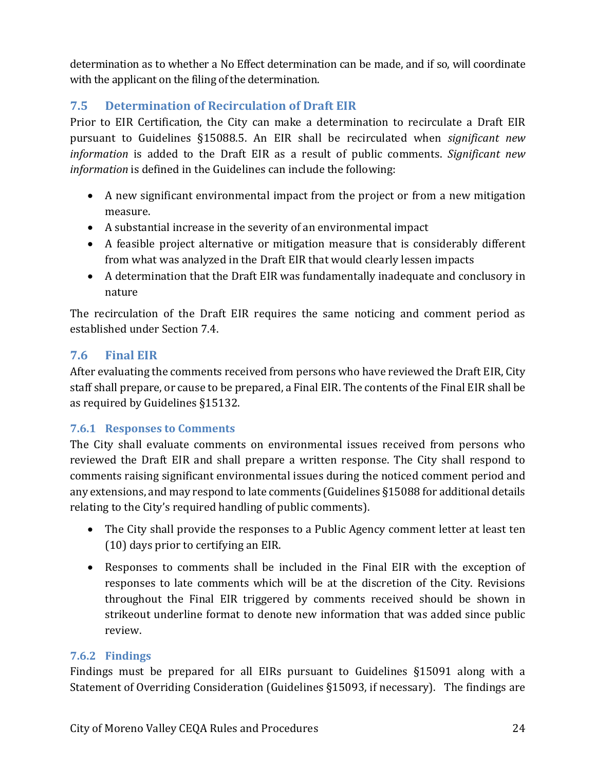determination as to whether a No Effect determination can be made, and if so, will coordinate with the applicant on the filing of the determination.

## 7.5 Determination of Recirculation of Draft EIR

Prior to EIR Certification, the City can make a determination to recirculate a Draft EIR pursuant to Guidelines §15088.5. An EIR shall be recirculated when *significant new information* is added to the Draft EIR as a result of public comments. *Significant new information* is defined in the Guidelines can include the following:

- A new significant environmental impact from the project or from a new mitigation measure.
- A substantial increase in the severity of an environmental impact
- A feasible project alternative or mitigation measure that is considerably different from what was analyzed in the Draft EIR that would clearly lessen impacts
- A determination that the Draft EIR was fundamentally inadequate and conclusory in nature

The recirculation of the Draft EIR requires the same noticing and comment period as established under Section 7.4.

## 7.6 Final EIR

After evaluating the comments received from persons who have reviewed the Draft EIR, City staff shall prepare, or cause to be prepared, a Final EIR. The contents of the Final EIR shall be as required by Guidelines §15132.

### 7.6.1 Responses to Comments

The City shall evaluate comments on environmental issues received from persons who reviewed the Draft EIR and shall prepare a written response. The City shall respond to comments raising significant environmental issues during the noticed comment period and any extensions, and may respond to late comments (Guidelines §15088 for additional details relating to the City's required handling of public comments).

- The City shall provide the responses to a Public Agency comment letter at least ten (10) days prior to certifying an EIR.
- Responses to comments shall be included in the Final EIR with the exception of responses to late comments which will be at the discretion of the City. Revisions throughout the Final EIR triggered by comments received should be shown in strikeout underline format to denote new information that was added since public review.

### 7.6.2 Findings

Findings must be prepared for all EIRs pursuant to Guidelines §15091 along with a Statement of Overriding Consideration (Guidelines §15093, if necessary). The findings are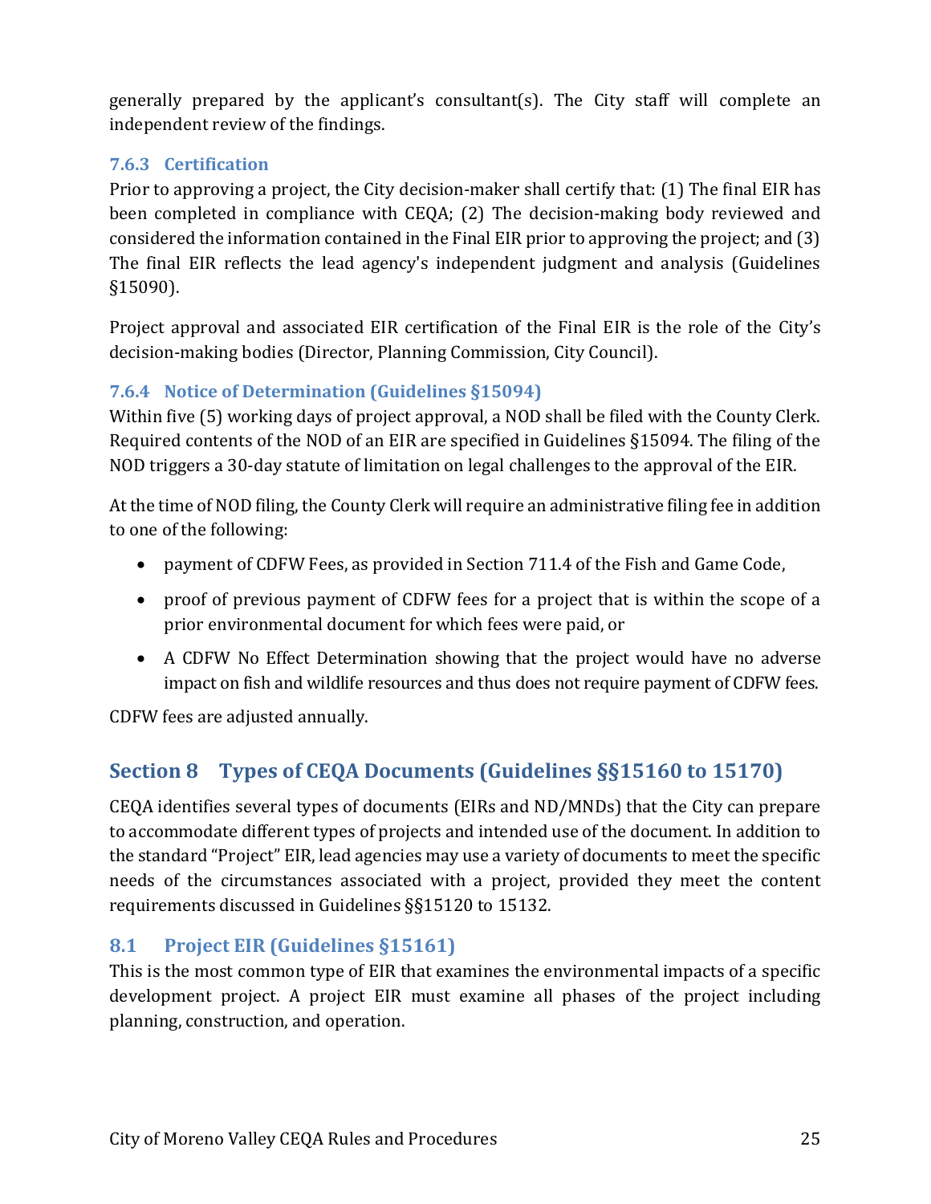generally prepared by the applicant's consultant(s). The City staff will complete an independent review of the findings.

### 7.6.3 Certification

Prior to approving a project, the City decision-maker shall certify that: (1) The final EIR has been completed in compliance with CEQA; (2) The decision-making body reviewed and considered the information contained in the Final EIR prior to approving the project; and (3) The final EIR reflects the lead agency's independent judgment and analysis (Guidelines §15090).

Project approval and associated EIR certification of the Final EIR is the role of the City's decision-making bodies (Director, Planning Commission, City Council).

### 7.6.4 Notice of Determination (Guidelines §15094)

Within five (5) working days of project approval, a NOD shall be filed with the County Clerk. Required contents of the NOD of an EIR are specified in Guidelines §15094. The filing of the NOD triggers a 30-day statute of limitation on legal challenges to the approval of the EIR.

At the time of NOD filing, the County Clerk will require an administrative filing fee in addition to one of the following:

- payment of CDFW Fees, as provided in Section 711.4 of the Fish and Game Code,
- proof of previous payment of CDFW fees for a project that is within the scope of a prior environmental document for which fees were paid, or
- A CDFW No Effect Determination showing that the project would have no adverse impact on fish and wildlife resources and thus does not require payment of CDFW fees.

CDFW fees are adjusted annually.

# Section 8 Types of CEQA Documents (Guidelines §§15160 to 15170)

CEQA identifies several types of documents (EIRs and ND/MNDs) that the City can prepare to accommodate different types of projects and intended use of the document. In addition to the standard "Project" EIR, lead agencies may use a variety of documents to meet the specific needs of the circumstances associated with a project, provided they meet the content requirements discussed in Guidelines §§15120 to 15132.

## 8.1 Project EIR (Guidelines §15161)

This is the most common type of EIR that examines the environmental impacts of a specific development project. A project EIR must examine all phases of the project including planning, construction, and operation.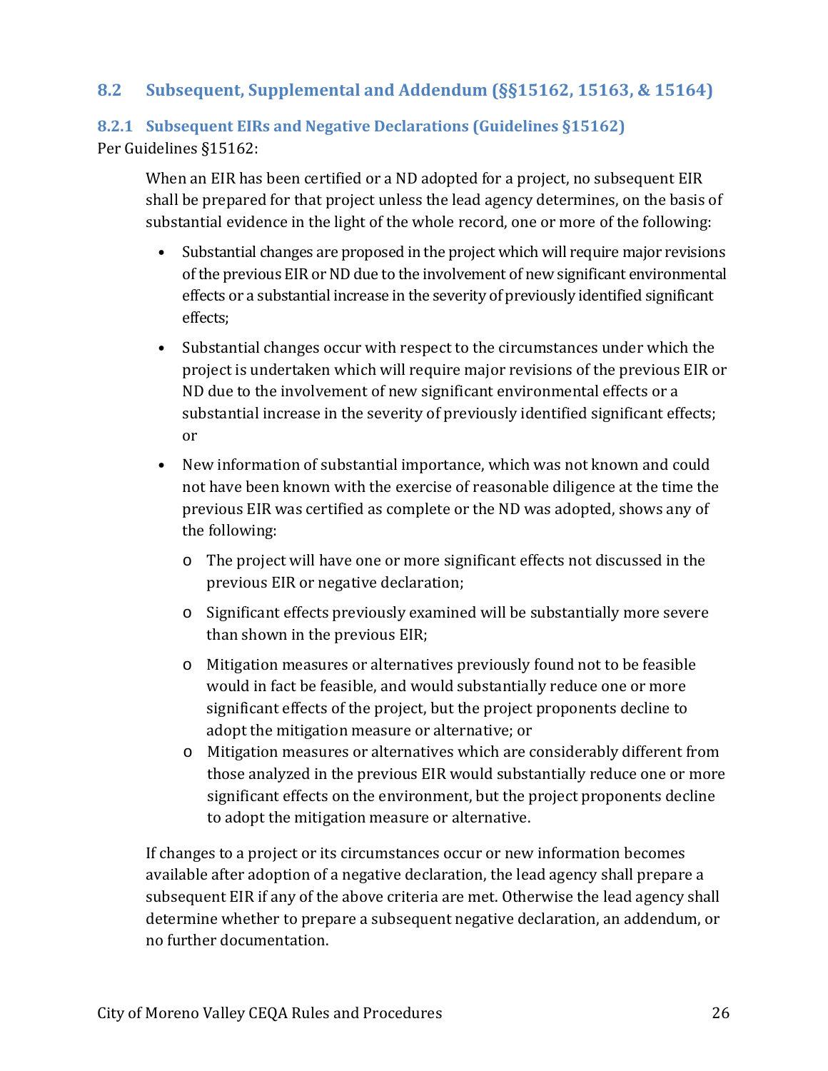## 8.2 Subsequent, Supplemental and Addendum (§§15162, 15163, & 15164)

### 8.2.1 Subsequent EIRs and Negative Declarations (Guidelines §15162)

Per Guidelines §15162:

> When an EIR has been certified or a ND adopted for a project, no subsequent EIR shall be prepared for that project unless the lead agency determines, on the basis of substantial evidence in the light of the whole record, one or more of the following:
>
> - Substantial changes are proposed in the project which will require major revisions of the previous EIR or ND due to the involvement of new significant environmental effects or a substantial increase in the severity of previously identified significant effects;
> - Substantial changes occur with respect to the circumstances under which the project is undertaken which will require major revisions of the previous EIR or ND due to the involvement of new significant environmental effects or a substantial increase in the severity of previously identified significant effects; or
> - New information of substantial importance, which was not known and could not have been known with the exercise of reasonable diligence at the time the previous EIR was certified as complete or the ND was adopted, shows any of the following:
>     - The project will have one or more significant effects not discussed in the previous EIR or negative declaration;
>     - Significant effects previously examined will be substantially more severe than shown in the previous EIR;
>     - Mitigation measures or alternatives previously found not to be feasible would in fact be feasible, and would substantially reduce one or more significant effects of the project, but the project proponents decline to adopt the mitigation measure or alternative; or
>     - Mitigation measures or alternatives which are considerably different from those analyzed in the previous EIR would substantially reduce one or more significant effects on the environment, but the project proponents decline to adopt the mitigation measure or alternative.
>
> If changes to a project or its circumstances occur or new information becomes available after adoption of a negative declaration, the lead agency shall prepare a subsequent EIR if any of the above criteria are met. Otherwise the lead agency shall determine whether to prepare a subsequent negative declaration, an addendum, or no further documentation.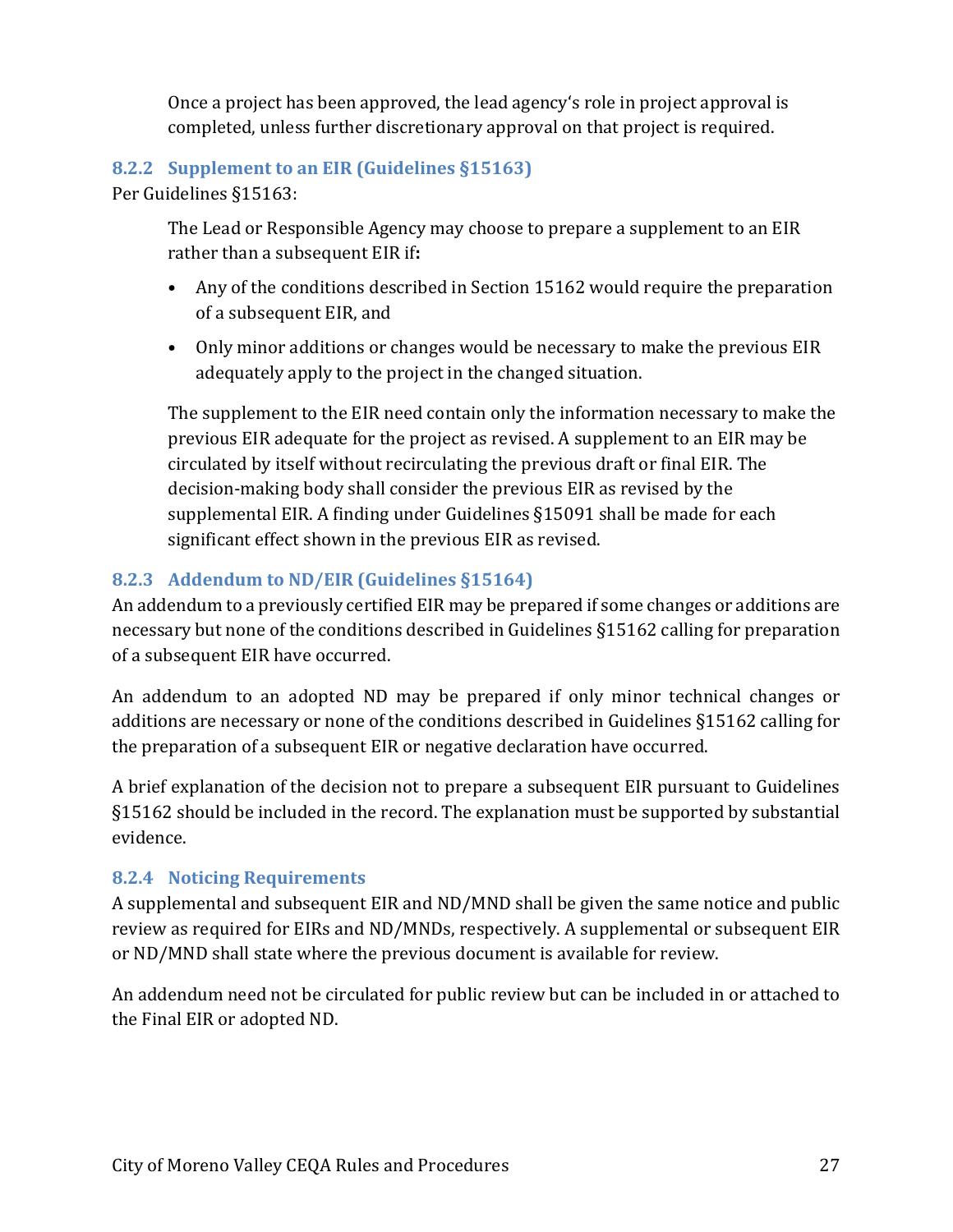Once a project has been approved, the lead agency's role in project approval is completed, unless further discretionary approval on that project is required.

### 8.2.2 Supplement to an EIR (Guidelines §15163)

Per Guidelines §15163:

> The Lead or Responsible Agency may choose to prepare a supplement to an EIR rather than a subsequent EIR if**:**
>
> - Any of the conditions described in Section 15162 would require the preparation of a subsequent EIR, and
> - Only minor additions or changes would be necessary to make the previous EIR adequately apply to the project in the changed situation.
>
> The supplement to the EIR need contain only the information necessary to make the previous EIR adequate for the project as revised. A supplement to an EIR may be circulated by itself without recirculating the previous draft or final EIR. The decision-making body shall consider the previous EIR as revised by the supplemental EIR. A finding under Guidelines §15091 shall be made for each significant effect shown in the previous EIR as revised.

### 8.2.3 Addendum to ND/EIR (Guidelines §15164)

An addendum to a previously certified EIR may be prepared if some changes or additions are necessary but none of the conditions described in Guidelines §15162 calling for preparation of a subsequent EIR have occurred.

An addendum to an adopted ND may be prepared if only minor technical changes or additions are necessary or none of the conditions described in Guidelines §15162 calling for the preparation of a subsequent EIR or negative declaration have occurred.

A brief explanation of the decision not to prepare a subsequent EIR pursuant to Guidelines §15162 should be included in the record. The explanation must be supported by substantial evidence.

### 8.2.4 Noticing Requirements

A supplemental and subsequent EIR and ND/MND shall be given the same notice and public review as required for EIRs and ND/MNDs, respectively. A supplemental or subsequent EIR or ND/MND shall state where the previous document is available for review.

An addendum need not be circulated for public review but can be included in or attached to the Final EIR or adopted ND.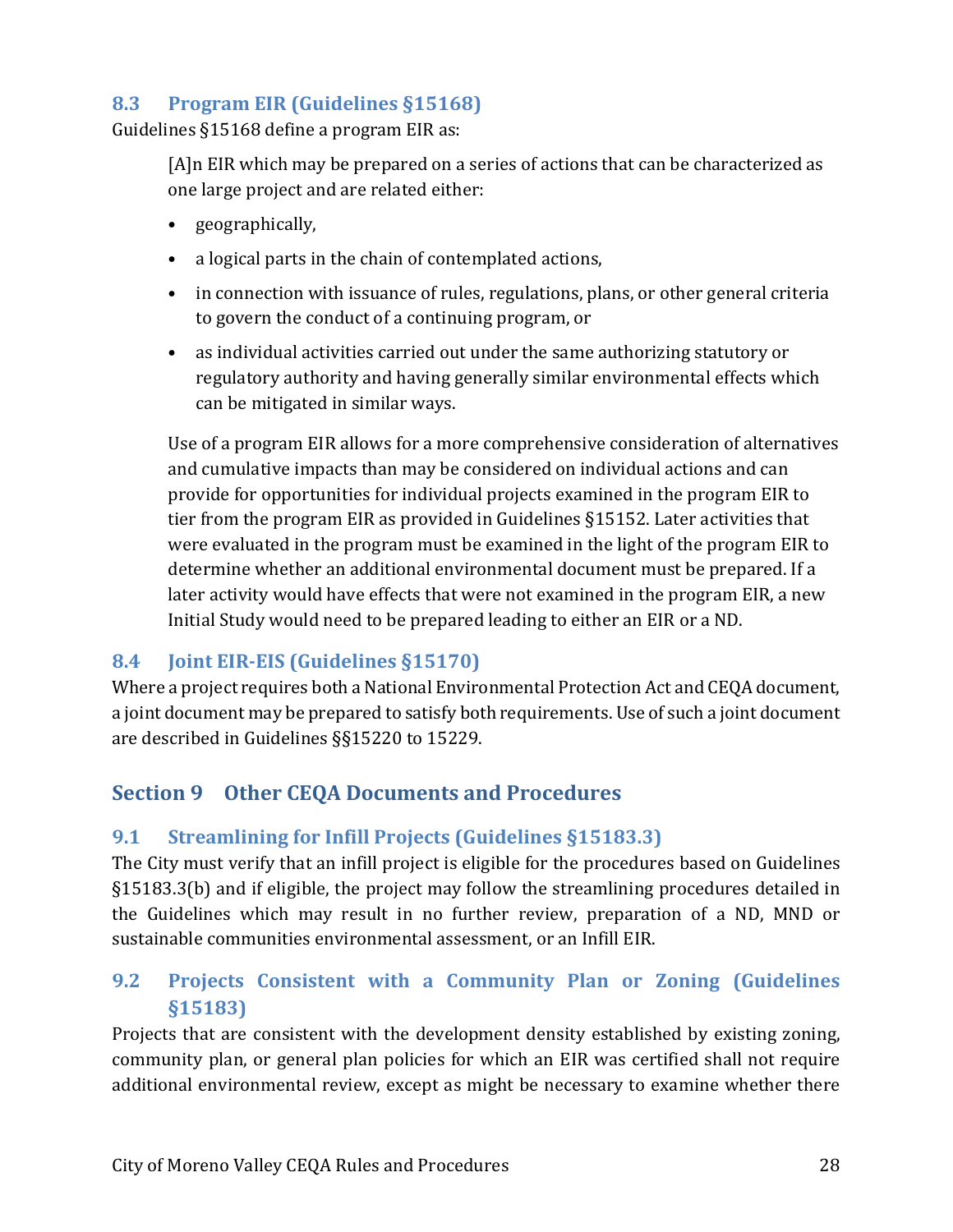### 8.3 Program EIR (Guidelines §15168)

Guidelines §15168 define a program EIR as:

> [A]n EIR which may be prepared on a series of actions that can be characterized as one large project and are related either:
>
> - geographically,
> - a logical parts in the chain of contemplated actions,
> - in connection with issuance of rules, regulations, plans, or other general criteria to govern the conduct of a continuing program, or
> - as individual activities carried out under the same authorizing statutory or regulatory authority and having generally similar environmental effects which can be mitigated in similar ways.
>
> Use of a program EIR allows for a more comprehensive consideration of alternatives and cumulative impacts than may be considered on individual actions and can provide for opportunities for individual projects examined in the program EIR to tier from the program EIR as provided in Guidelines §15152. Later activities that were evaluated in the program must be examined in the light of the program EIR to determine whether an additional environmental document must be prepared. If a later activity would have effects that were not examined in the program EIR, a new Initial Study would need to be prepared leading to either an EIR or a ND.

### 8.4 Joint EIR-EIS (Guidelines §15170)

Where a project requires both a National Environmental Protection Act and CEQA document, a joint document may be prepared to satisfy both requirements. Use of such a joint document are described in Guidelines §§15220 to 15229.

## Section 9 Other CEQA Documents and Procedures

### 9.1 Streamlining for Infill Projects (Guidelines §15183.3)

The City must verify that an infill project is eligible for the procedures based on Guidelines §15183.3(b) and if eligible, the project may follow the streamlining procedures detailed in the Guidelines which may result in no further review, preparation of a ND, MND or sustainable communities environmental assessment, or an Infill EIR.

### 9.2 Projects Consistent with a Community Plan or Zoning (Guidelines §15183)

Projects that are consistent with the development density established by existing zoning, community plan, or general plan policies for which an EIR was certified shall not require additional environmental review, except as might be necessary to examine whether there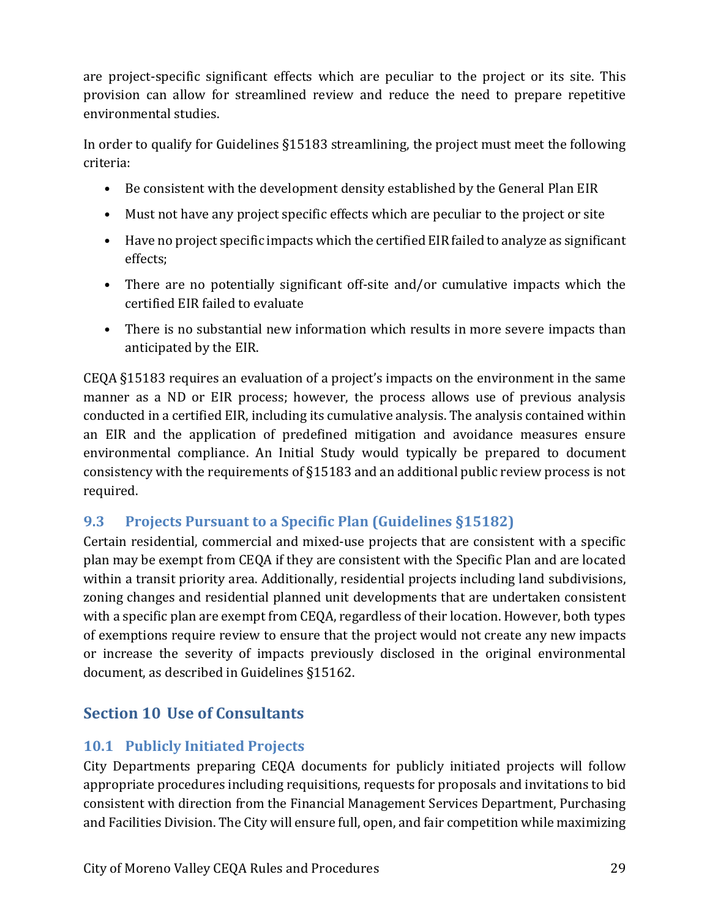are project-specific significant effects which are peculiar to the project or its site. This provision can allow for streamlined review and reduce the need to prepare repetitive environmental studies.

In order to qualify for Guidelines §15183 streamlining, the project must meet the following criteria:

- Be consistent with the development density established by the General Plan EIR
- Must not have any project specific effects which are peculiar to the project or site
- Have no project specific impacts which the certified EIR failed to analyze as significant effects;
- There are no potentially significant off-site and/or cumulative impacts which the certified EIR failed to evaluate
- There is no substantial new information which results in more severe impacts than anticipated by the EIR.

CEQA §15183 requires an evaluation of a project's impacts on the environment in the same manner as a ND or EIR process; however, the process allows use of previous analysis conducted in a certified EIR, including its cumulative analysis. The analysis contained within an EIR and the application of predefined mitigation and avoidance measures ensure environmental compliance. An Initial Study would typically be prepared to document consistency with the requirements of §15183 and an additional public review process is not required.

### 9.3 Projects Pursuant to a Specific Plan (Guidelines §15182)

Certain residential, commercial and mixed-use projects that are consistent with a specific plan may be exempt from CEQA if they are consistent with the Specific Plan and are located within a transit priority area. Additionally, residential projects including land subdivisions, zoning changes and residential planned unit developments that are undertaken consistent with a specific plan are exempt from CEQA, regardless of their location. However, both types of exemptions require review to ensure that the project would not create any new impacts or increase the severity of impacts previously disclosed in the original environmental document, as described in Guidelines §15162.

## Section 10 Use of Consultants

### 10.1 Publicly Initiated Projects

City Departments preparing CEQA documents for publicly initiated projects will follow appropriate procedures including requisitions, requests for proposals and invitations to bid consistent with direction from the Financial Management Services Department, Purchasing and Facilities Division. The City will ensure full, open, and fair competition while maximizing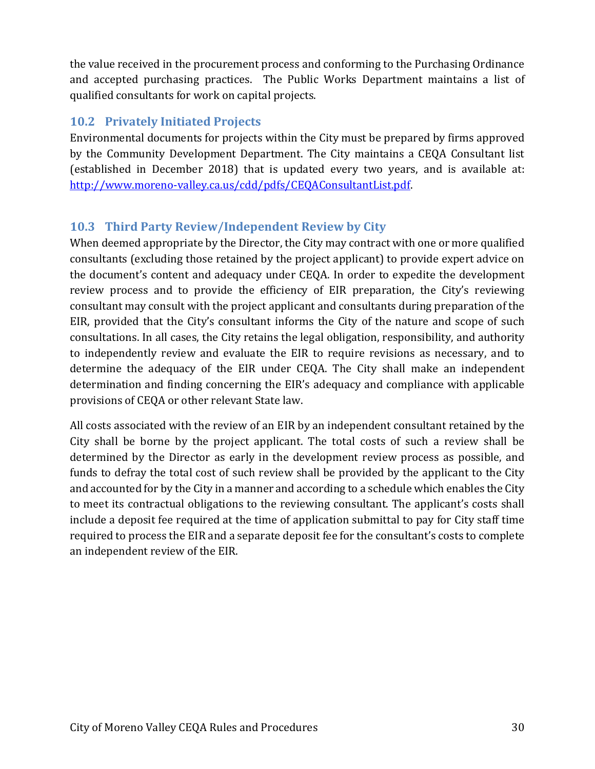the value received in the procurement process and conforming to the Purchasing Ordinance and accepted purchasing practices. The Public Works Department maintains a list of qualified consultants for work on capital projects.

## 10.2 Privately Initiated Projects

Environmental documents for projects within the City must be prepared by firms approved by the Community Development Department. The City maintains a CEQA Consultant list (established in December 2018) that is updated every two years, and is available at: [http://www.moreno-valley.ca.us/cdd/pdfs/CEQAConsultantList.pdf](http://www.moreno-valley.ca.us/cdd/pdfs/CEQAConsultantList.pdf).

## 10.3 Third Party Review/Independent Review by City

When deemed appropriate by the Director, the City may contract with one or more qualified consultants (excluding those retained by the project applicant) to provide expert advice on the document's content and adequacy under CEQA. In order to expedite the development review process and to provide the efficiency of EIR preparation, the City's reviewing consultant may consult with the project applicant and consultants during preparation of the EIR, provided that the City's consultant informs the City of the nature and scope of such consultations. In all cases, the City retains the legal obligation, responsibility, and authority to independently review and evaluate the EIR to require revisions as necessary, and to determine the adequacy of the EIR under CEQA. The City shall make an independent determination and finding concerning the EIR's adequacy and compliance with applicable provisions of CEQA or other relevant State law.

All costs associated with the review of an EIR by an independent consultant retained by the City shall be borne by the project applicant. The total costs of such a review shall be determined by the Director as early in the development review process as possible, and funds to defray the total cost of such review shall be provided by the applicant to the City and accounted for by the City in a manner and according to a schedule which enables the City to meet its contractual obligations to the reviewing consultant. The applicant's costs shall include a deposit fee required at the time of application submittal to pay for City staff time required to process the EIR and a separate deposit fee for the consultant's costs to complete an independent review of the EIR.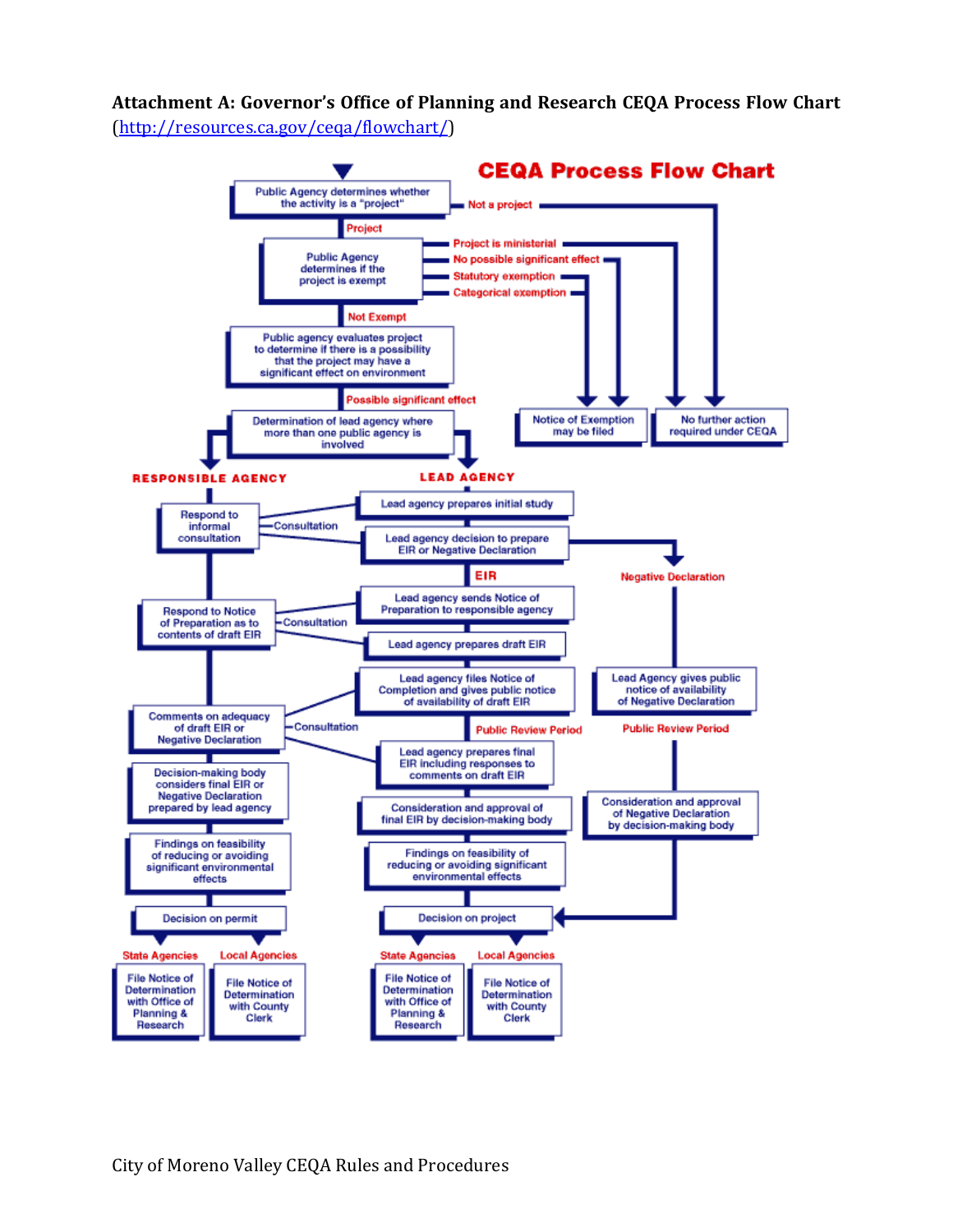**Attachment A: Governor's Office of Planning and Research CEQA Process Flow Chart** (http://resources.ca.gov/ceqa/flowchart/)

# CEQA Process Flow Chart

Public Agency determines whether the activity is a "project"

- Not a project → No further action required under CEQA
- Project → Public Agency determines if the project is exempt
  - Project is ministerial → No further action required under CEQA
  - No possible significant effect → Notice of Exemption may be filed
  - Statutory exemption → Notice of Exemption may be filed
  - Categorical exemption → Notice of Exemption may be filed
  - Not Exempt → Public agency evaluates project to determine if there is a possibility that the project may have a significant effect on environment
    - Possible significant effect → Determination of lead agency where more than one public agency is involved

**RESPONSIBLE AGENCY**

- Respond to informal consultation (Consultation)
- Respond to Notice of Preparation as to contents of draft EIR (Consultation)
- Comments on adequacy of draft EIR or Negative Declaration (Consultation)
- Decision-making body considers final EIR or Negative Declaration prepared by lead agency
- Findings on feasibility of reducing or avoiding significant environmental effects
- Decision on permit
  - State Agencies: File Notice of Determination with Office of Planning & Research
  - Local Agencies: File Notice of Determination with County Clerk

**LEAD AGENCY**

- Lead agency prepares initial study
- Lead agency decision to prepare EIR or Negative Declaration
  - EIR
    - Lead agency sends Notice of Preparation to responsible agency
    - Lead agency prepares draft EIR
    - Lead agency files Notice of Completion and gives public notice of availability of draft EIR
    - Public Review Period
    - Lead agency prepares final EIR including responses to comments on draft EIR
    - Consideration and approval of final EIR by decision-making body
    - Findings on feasibility of reducing or avoiding significant environmental effects
    - Decision on project
  - Negative Declaration
    - Lead Agency gives public notice of availability of Negative Declaration
    - Public Review Period
    - Consideration and approval of Negative Declaration by decision-making body
    - Decision on project
- Decision on project
  - State Agencies: File Notice of Determination with Office of Planning & Research
  - Local Agencies: File Notice of Determination with County Clerk